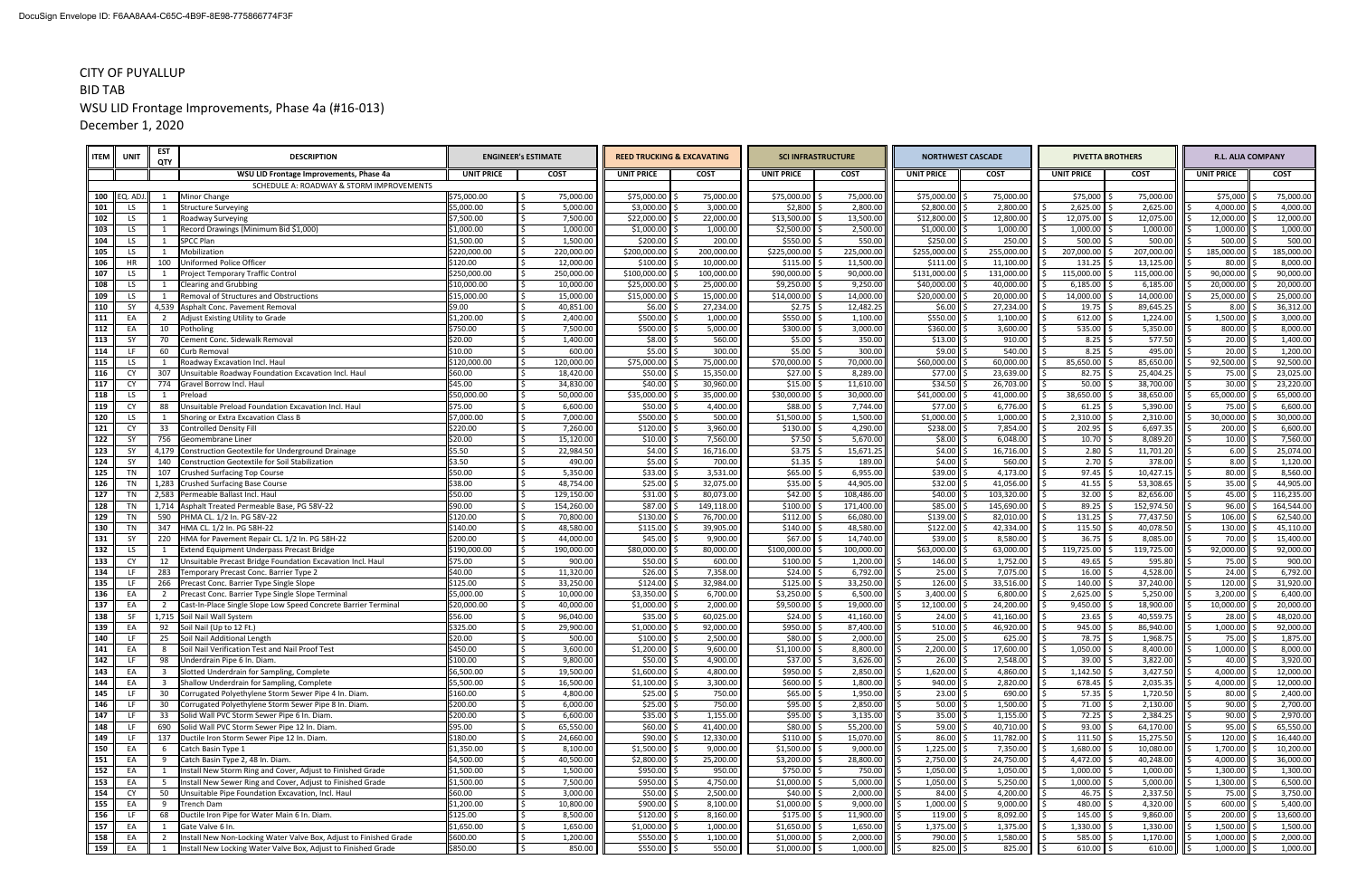DocuSign Envelope ID: F6AA8AA4-C65C-4B9F-8E98-775866774F3F

# CITY OF PUYALLUP
## BID TAB
## WSU LID Frontage Improvements, Phase 4a (#16-013)
## December 1, 2020

| ITEM | UNIT | EST QTY | DESCRIPTION | ENGINEER's ESTIMATE | | REED TRUCKING & EXCAVATING | | SCI INFRASTRUCTURE | | NORTHWEST CASCADE | | PIVETTA BROTHERS | | R.L. ALIA COMPANY | |
|---|---|---|---|---|---|---|---|---|---|---|---|---|---|---|---|
| | | | **WSU LID Frontage Improvements, Phase 4a** | UNIT PRICE | COST | UNIT PRICE | COST | UNIT PRICE | COST | UNIT PRICE | COST | UNIT PRICE | COST | UNIT PRICE | COST |
| | | | SCHEDULE A: ROADWAY & STORM IMPROVEMENTS | | | | | | | | | | | | |
| 100 | EQ. ADJ. | 1 | Minor Change | $75,000.00 | $ 75,000.00 | $75,000.00 | $ 75,000.00 | $75,000.00 | $ 75,000.00 | $75,000.00 | $ 75,000.00 | $75,000 | $ 75,000.00 | $75,000 | $ 75,000.00 |
| 101 | LS | 1 | Structure Surveying | $5,000.00 | $ 5,000.00 | $3,000.00 | $ 3,000.00 | $2,800 | $ 2,800.00 | $2,800.00 | $ 2,800.00 | $ 2,625.00 | $ 2,625.00 | $ 4,000.00 | $ 4,000.00 |
| 102 | LS | 1 | Roadway Surveying | $7,500.00 | $ 7,500.00 | $22,000.00 | $ 22,000.00 | $13,500.00 | $ 13,500.00 | $12,800.00 | $ 12,800.00 | $ 12,075.00 | $ 12,075.00 | $ 12,000.00 | $ 12,000.00 |
| 103 | LS | 1 | Record Drawings (Minimum Bid $1,000) | $1,000.00 | $ 1,000.00 | $1,000.00 | $ 1,000.00 | $2,500.00 | $ 2,500.00 | $1,000.00 | $ 1,000.00 | $ 1,000.00 | $ 1,000.00 | $ 1,000.00 | $ 1,000.00 |
| 104 | LS | 1 | SPCC Plan | $1,500.00 | $ 1,500.00 | $200.00 | $ 200.00 | $550.00 | $ 550.00 | $250.00 | $ 250.00 | $ 500.00 | $ 500.00 | $ 500.00 | $ 500.00 |
| 105 | LS | 1 | Mobilization | $220,000.00 | $ 220,000.00 | $200,000.00 | $ 200,000.00 | $225,000.00 | $ 225,000.00 | $255,000.00 | $ 255,000.00 | $ 207,000.00 | $ 207,000.00 | $ 185,000.00 | $ 185,000.00 |
| 106 | HR | 100 | Uniformed Police Officer | $120.00 | $ 12,000.00 | $100.00 | $ 10,000.00 | $115.00 | $ 11,500.00 | $111.00 | $ 11,100.00 | $ 131.25 | $ 13,125.00 | $ 80.00 | $ 8,000.00 |
| 107 | LS | 1 | Project Temporary Traffic Control | $250,000.00 | $ 250,000.00 | $100,000.00 | $ 100,000.00 | $90,000.00 | $ 90,000.00 | $131,000.00 | $ 131,000.00 | $ 115,000.00 | $ 115,000.00 | $ 90,000.00 | $ 90,000.00 |
| 108 | LS | 1 | Clearing and Grubbing | $10,000.00 | $ 10,000.00 | $25,000.00 | $ 25,000.00 | $9,250.00 | $ 9,250.00 | $40,000.00 | $ 40,000.00 | $ 6,185.00 | $ 6,185.00 | $ 20,000.00 | $ 20,000.00 |
| 109 | LS | 1 | Removal of Structures and Obstructions | $15,000.00 | $ 15,000.00 | $15,000.00 | $ 15,000.00 | $14,000.00 | $ 14,000.00 | $20,000.00 | $ 20,000.00 | $ 14,000.00 | $ 14,000.00 | $ 25,000.00 | $ 25,000.00 |
| 110 | SY | 4,539 | Asphalt Conc. Pavement Removal | $9.00 | $ 40,851.00 | $6.00 | $ 27,234.00 | $2.75 | $ 12,482.25 | $6.00 | $ 27,234.00 | $ 19.75 | $ 89,645.25 | $ 8.00 | $ 36,312.00 |
| 111 | EA | 2 | Adjust Existing Utility to Grade | $1,200.00 | $ 2,400.00 | $500.00 | $ 1,000.00 | $550.00 | $ 1,100.00 | $550.00 | $ 1,100.00 | $ 612.00 | $ 1,224.00 | $ 1,500.00 | $ 3,000.00 |
| 112 | EA | 10 | Potholing | $750.00 | $ 7,500.00 | $500.00 | $ 5,000.00 | $300.00 | $ 3,000.00 | $360.00 | $ 3,600.00 | $ 535.00 | $ 5,350.00 | $ 800.00 | $ 8,000.00 |
| 113 | SY | 70 | Cement Conc. Sidewalk Removal | $20.00 | $ 1,400.00 | $8.00 | $ 560.00 | $5.00 | $ 350.00 | $13.00 | $ 910.00 | $ 8.25 | $ 577.50 | $ 20.00 | $ 1,400.00 |
| 114 | LF | 60 | Curb Removal | $10.00 | $ 600.00 | $5.00 | $ 300.00 | $5.00 | $ 300.00 | $9.00 | $ 540.00 | $ 8.25 | $ 495.00 | $ 20.00 | $ 1,200.00 |
| 115 | LS | 1 | Roadway Excavation Incl. Haul | $120,000.00 | $ 120,000.00 | $75,000.00 | $ 75,000.00 | $70,000.00 | $ 70,000.00 | $60,000.00 | $ 60,000.00 | $ 85,650.00 | $ 85,650.00 | $ 92,500.00 | $ 92,500.00 |
| 116 | CY | 307 | Unsuitable Roadway Foundation Excavation Incl. Haul | $60.00 | $ 18,420.00 | $50.00 | $ 15,350.00 | $27.00 | $ 8,289.00 | $77.00 | $ 23,639.00 | $ 82.75 | $ 25,404.25 | $ 75.00 | $ 23,025.00 |
| 117 | CY | 774 | Gravel Borrow Incl. Haul | $45.00 | $ 34,830.00 | $40.00 | $ 30,960.00 | $15.00 | $ 11,610.00 | $34.50 | $ 26,703.00 | $ 50.00 | $ 38,700.00 | $ 30.00 | $ 23,220.00 |
| 118 | LS | 1 | Preload | $50,000.00 | $ 50,000.00 | $35,000.00 | $ 35,000.00 | $30,000.00 | $ 30,000.00 | $41,000.00 | $ 41,000.00 | $ 38,650.00 | $ 38,650.00 | $ 65,000.00 | $ 65,000.00 |
| 119 | CY | 88 | Unsuitable Preload Foundation Excavation Incl. Haul | $75.00 | $ 6,600.00 | $50.00 | $ 4,400.00 | $88.00 | $ 7,744.00 | $77.00 | $ 6,776.00 | $ 61.25 | $ 5,390.00 | $ 75.00 | $ 6,600.00 |
| 120 | LS | 1 | Shoring or Extra Excavation Class B | $7,000.00 | $ 7,000.00 | $500.00 | $ 500.00 | $1,500.00 | $ 1,500.00 | $1,000.00 | $ 1,000.00 | $ 2,310.00 | $ 2,310.00 | $ 30,000.00 | $ 30,000.00 |
| 121 | CY | 33 | Controlled Density Fill | $220.00 | $ 7,260.00 | $120.00 | $ 3,960.00 | $130.00 | $ 4,290.00 | $238.00 | $ 7,854.00 | $ 202.95 | $ 6,697.35 | $ 200.00 | $ 6,600.00 |
| 122 | SY | 756 | Geomembrane Liner | $20.00 | $ 15,120.00 | $10.00 | $ 7,560.00 | $7.50 | $ 5,670.00 | $8.00 | $ 6,048.00 | $ 10.70 | $ 8,089.20 | $ 10.00 | $ 7,560.00 |
| 123 | SY | 4,179 | Construction Geotextile for Underground Drainage | $5.50 | $ 22,984.50 | $4.00 | $ 16,716.00 | $3.75 | $ 15,671.25 | $4.00 | $ 16,716.00 | $ 2.80 | $ 11,701.20 | $ 6.00 | $ 25,074.00 |
| 124 | SY | 140 | Construction Geotextile for Soil Stabilization | $3.50 | $ 490.00 | $5.00 | $ 700.00 | $1.35 | $ 189.00 | $4.00 | $ 560.00 | $ 2.70 | $ 378.00 | $ 8.00 | $ 1,120.00 |
| 125 | TN | 107 | Crushed Surfacing Top Course | $50.00 | $ 5,350.00 | $33.00 | $ 3,531.00 | $65.00 | $ 6,955.00 | $39.00 | $ 4,173.00 | $ 97.45 | $ 10,427.15 | $ 80.00 | $ 8,560.00 |
| 126 | TN | 1,283 | Crushed Surfacing Base Course | $38.00 | $ 48,754.00 | $25.00 | $ 32,075.00 | $35.00 | $ 44,905.00 | $32.00 | $ 41,056.00 | $ 41.55 | $ 53,308.65 | $ 35.00 | $ 44,905.00 |
| 127 | TN | 2,583 | Permeable Ballast Incl. Haul | $50.00 | $ 129,150.00 | $31.00 | $ 80,073.00 | $42.00 | $ 108,486.00 | $40.00 | $ 103,320.00 | $ 32.00 | $ 82,656.00 | $ 45.00 | $ 116,235.00 |
| 128 | TN | 1,714 | Asphalt Treated Permeable Base, PG 58V-22 | $90.00 | $ 154,260.00 | $87.00 | $ 149,118.00 | $100.00 | $ 171,400.00 | $85.00 | $ 145,690.00 | $ 89.25 | $ 152,974.50 | $ 96.00 | $ 164,544.00 |
| 129 | TN | 590 | PHMA CL. 1/2 In. PG 58V-22 | $120.00 | $ 70,800.00 | $130.00 | $ 76,700.00 | $112.00 | $ 66,080.00 | $139.00 | $ 82,010.00 | $ 131.25 | $ 77,437.50 | $ 106.00 | $ 62,540.00 |
| 130 | TN | 347 | HMA CL. 1/2 In. PG 58H-22 | $140.00 | $ 48,580.00 | $115.00 | $ 39,905.00 | $140.00 | $ 48,580.00 | $122.00 | $ 42,334.00 | $ 115.50 | $ 40,078.50 | $ 130.00 | $ 45,110.00 |
| 131 | SY | 220 | HMA for Pavement Repair CL. 1/2 In. PG 58H-22 | $200.00 | $ 44,000.00 | $45.00 | $ 9,900.00 | $67.00 | $ 14,740.00 | $39.00 | $ 8,580.00 | $ 36.75 | $ 8,085.00 | $ 70.00 | $ 15,400.00 |
| 132 | LS | 1 | Extend Equipment Underpass Precast Bridge | $190,000.00 | $ 190,000.00 | $80,000.00 | $ 80,000.00 | $100,000.00 | $ 100,000.00 | $63,000.00 | $ 63,000.00 | $ 119,725.00 | $ 119,725.00 | $ 92,000.00 | $ 92,000.00 |
| 133 | CY | 12 | Unsuitable Precast Bridge Foundation Excavation Incl. Haul | $75.00 | $ 900.00 | $50.00 | $ 600.00 | $100.00 | $ 1,200.00 | $ 146.00 | $ 1,752.00 | $ 49.65 | $ 595.80 | $ 75.00 | $ 900.00 |
| 134 | LF | 283 | Temporary Precast Conc. Barrier Type 2 | $40.00 | $ 11,320.00 | $26.00 | $ 7,358.00 | $24.00 | $ 6,792.00 | $ 25.00 | $ 7,075.00 | $ 16.00 | $ 4,528.00 | $ 24.00 | $ 6,792.00 |
| 135 | LF | 266 | Precast Conc. Barrier Type Single Slope | $125.00 | $ 33,250.00 | $124.00 | $ 32,984.00 | $125.00 | $ 33,250.00 | $ 126.00 | $ 33,516.00 | $ 140.00 | $ 37,240.00 | $ 120.00 | $ 31,920.00 |
| 136 | EA | 2 | Precast Conc. Barrier Type Single Slope Terminal | $5,000.00 | $ 10,000.00 | $3,350.00 | $ 6,700.00 | $3,250.00 | $ 6,500.00 | $ 3,400.00 | $ 6,800.00 | $ 2,625.00 | $ 5,250.00 | $ 3,200.00 | $ 6,400.00 |
| 137 | EA | 2 | Cast-In-Place Single Slope Low Speed Concrete Barrier Terminal | $20,000.00 | $ 40,000.00 | $1,000.00 | $ 2,000.00 | $9,500.00 | $ 19,000.00 | $ 12,100.00 | $ 24,200.00 | $ 9,450.00 | $ 18,900.00 | $ 10,000.00 | $ 20,000.00 |
| 138 | SF | 1,715 | Soil Nail Wall System | $56.00 | $ 96,040.00 | $35.00 | $ 60,025.00 | $24.00 | $ 41,160.00 | $ 24.00 | $ 41,160.00 | $ 23.65 | $ 40,559.75 | $ 28.00 | $ 48,020.00 |
| 139 | EA | 92 | Soil Nail (Up to 12 Ft.) | $325.00 | $ 29,900.00 | $1,000.00 | $ 92,000.00 | $950.00 | $ 87,400.00 | $ 510.00 | $ 46,920.00 | $ 945.00 | $ 86,940.00 | $ 1,000.00 | $ 92,000.00 |
| 140 | LF | 25 | Soil Nail Additional Length | $20.00 | $ 500.00 | $100.00 | $ 2,500.00 | $80.00 | $ 2,000.00 | $ 25.00 | $ 625.00 | $ 78.75 | $ 1,968.75 | $ 75.00 | $ 1,875.00 |
| 141 | EA | 8 | Soil Nail Verification Test and Nail Proof Test | $450.00 | $ 3,600.00 | $1,200.00 | $ 9,600.00 | $1,100.00 | $ 8,800.00 | $ 2,200.00 | $ 17,600.00 | $ 1,050.00 | $ 8,400.00 | $ 1,000.00 | $ 8,000.00 |
| 142 | LF | 98 | Underdrain Pipe 6 In. Diam. | $100.00 | $ 9,800.00 | $50.00 | $ 4,900.00 | $37.00 | $ 3,626.00 | $ 26.00 | $ 2,548.00 | $ 39.00 | $ 3,822.00 | $ 40.00 | $ 3,920.00 |
| 143 | EA | 3 | Slotted Underdrain for Sampling, Complete | $6,500.00 | $ 19,500.00 | $1,600.00 | $ 4,800.00 | $950.00 | $ 2,850.00 | $ 1,620.00 | $ 4,860.00 | $ 1,142.50 | $ 3,427.50 | $ 4,000.00 | $ 12,000.00 |
| 144 | EA | 3 | Shallow Underdrain for Sampling, Complete | $5,500.00 | $ 16,500.00 | $1,100.00 | $ 3,300.00 | $600.00 | $ 1,800.00 | $ 940.00 | $ 2,820.00 | $ 678.45 | $ 2,035.35 | $ 4,000.00 | $ 12,000.00 |
| 145 | LF | 30 | Corrugated Polyethylene Storm Sewer Pipe 4 In. Diam. | $160.00 | $ 4,800.00 | $25.00 | $ 750.00 | $65.00 | $ 1,950.00 | $ 23.00 | $ 690.00 | $ 57.35 | $ 1,720.50 | $ 80.00 | $ 2,400.00 |
| 146 | LF | 30 | Corrugated Polyethylene Storm Sewer Pipe 8 In. Diam. | $200.00 | $ 6,000.00 | $25.00 | $ 750.00 | $95.00 | $ 2,850.00 | $ 50.00 | $ 1,500.00 | $ 71.00 | $ 2,130.00 | $ 90.00 | $ 2,700.00 |
| 147 | LF | 33 | Solid Wall PVC Storm Sewer Pipe 6 In. Diam. | $200.00 | $ 6,600.00 | $35.00 | $ 1,155.00 | $95.00 | $ 3,135.00 | $ 35.00 | $ 1,155.00 | $ 72.25 | $ 2,384.25 | $ 90.00 | $ 2,970.00 |
| 148 | LF | 690 | Solid Wall PVC Storm Sewer Pipe 12 In. Diam. | $95.00 | $ 65,550.00 | $60.00 | $ 41,400.00 | $80.00 | $ 55,200.00 | $ 59.00 | $ 40,710.00 | $ 93.00 | $ 64,170.00 | $ 95.00 | $ 65,550.00 |
| 149 | LF | 137 | Ductile Iron Storm Sewer Pipe 12 In. Diam. | $180.00 | $ 24,660.00 | $90.00 | $ 12,330.00 | $110.00 | $ 15,070.00 | $ 86.00 | $ 11,782.00 | $ 111.50 | $ 15,275.50 | $ 120.00 | $ 16,440.00 |
| 150 | EA | 6 | Catch Basin Type 1 | $1,350.00 | $ 8,100.00 | $1,500.00 | $ 9,000.00 | $1,500.00 | $ 9,000.00 | $ 1,225.00 | $ 7,350.00 | $ 1,680.00 | $ 10,080.00 | $ 1,700.00 | $ 10,200.00 |
| 151 | EA | 9 | Catch Basin Type 2, 48 In. Diam. | $4,500.00 | $ 40,500.00 | $2,800.00 | $ 25,200.00 | $3,200.00 | $ 28,800.00 | $ 2,750.00 | $ 24,750.00 | $ 4,472.00 | $ 40,248.00 | $ 4,000.00 | $ 36,000.00 |
| 152 | EA | 1 | Install New Storm Ring and Cover, Adjust to Finished Grade | $1,500.00 | $ 1,500.00 | $950.00 | $ 950.00 | $750.00 | $ 750.00 | $ 1,050.00 | $ 1,050.00 | $ 1,000.00 | $ 1,000.00 | $ 1,300.00 | $ 1,300.00 |
| 153 | EA | 5 | Install New Sewer Ring and Cover, Adjust to Finished Grade | $1,500.00 | $ 7,500.00 | $950.00 | $ 4,750.00 | $1,000.00 | $ 5,000.00 | $ 1,050.00 | $ 5,250.00 | $ 1,000.00 | $ 5,000.00 | $ 1,300.00 | $ 6,500.00 |
| 154 | CY | 50 | Unsuitable Pipe Foundation Excavation, Incl. Haul | $60.00 | $ 3,000.00 | $50.00 | $ 2,500.00 | $40.00 | $ 2,000.00 | $ 84.00 | $ 4,200.00 | $ 46.75 | $ 2,337.50 | $ 75.00 | $ 3,750.00 |
| 155 | EA | 9 | Trench Dam | $1,200.00 | $ 10,800.00 | $900.00 | $ 8,100.00 | $1,000.00 | $ 9,000.00 | $ 1,000.00 | $ 9,000.00 | $ 480.00 | $ 4,320.00 | $ 600.00 | $ 5,400.00 |
| 156 | LF | 68 | Ductile Iron Pipe for Water Main 6 In. Diam. | $125.00 | $ 8,500.00 | $120.00 | $ 8,160.00 | $175.00 | $ 11,900.00 | $ 119.00 | $ 8,092.00 | $ 145.00 | $ 9,860.00 | $ 200.00 | $ 13,600.00 |
| 157 | EA | 1 | Gate Valve 6 In. | $1,650.00 | $ 1,650.00 | $1,000.00 | $ 1,000.00 | $1,650.00 | $ 1,650.00 | $ 1,375.00 | $ 1,375.00 | $ 1,330.00 | $ 1,330.00 | $ 1,500.00 | $ 1,500.00 |
| 158 | EA | 2 | Install New Non-Locking Water Valve Box, Adjust to Finished Grade | $600.00 | $ 1,200.00 | $550.00 | $ 1,100.00 | $1,000.00 | $ 2,000.00 | $ 790.00 | $ 1,580.00 | $ 585.00 | $ 1,170.00 | $ 1,000.00 | $ 2,000.00 |
| 159 | EA | 1 | Install New Locking Water Valve Box, Adjust to Finished Grade | $850.00 | $ 850.00 | $550.00 | $ 550.00 | $1,000.00 | $ 1,000.00 | $ 825.00 | $ 825.00 | $ 610.00 | $ 610.00 | $ 1,000.00 | $ 1,000.00 |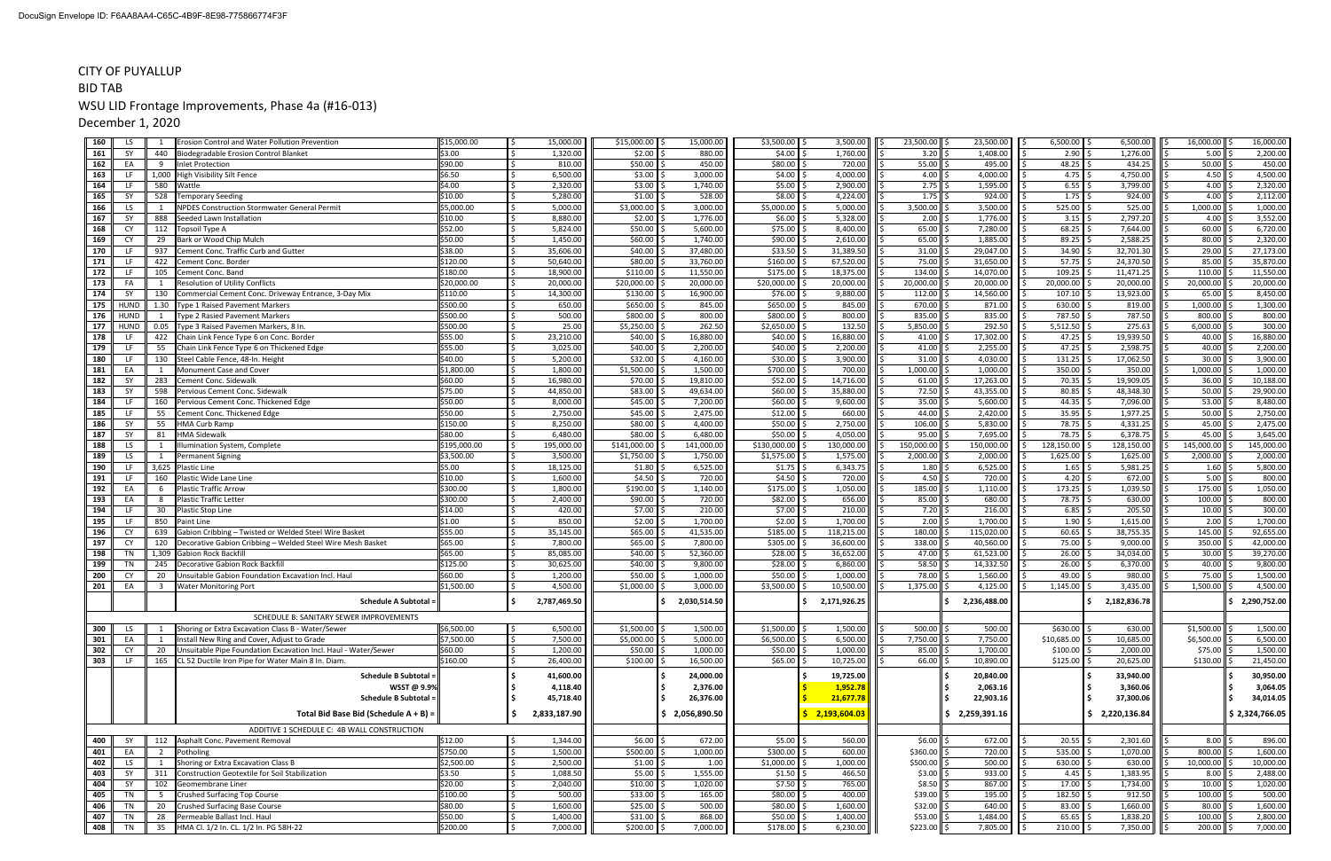# CITY OF PUYALLUP

## BID TAB

## WSU LID Frontage Improvements, Phase 4a (#16-013)

## December 1, 2020

| No. | Unit | Qty | Description | Unit Price | Amount | Unit Price | Amount | Unit Price | Amount | Unit Price | Amount | Unit Price | Amount | Unit Price | Amount |
|---|---|---|---|---|---|---|---|---|---|---|---|---|---|---|---|
| 160 | LS | 1 | Erosion Control and Water Pollution Prevention | $15,000.00 | $ 15,000.00 | $15,000.00 | $ 15,000.00 | $3,500.00 | $ 3,500.00 | $ 23,500.00 | $ 23,500.00 | $ 6,500.00 | $ 6,500.00 | $ 16,000.00 | $ 16,000.00 |
| 161 | SY | 440 | Biodegradable Erosion Control Blanket | $3.00 | $ 1,320.00 | $2.00 | $ 880.00 | $4.00 | $ 1,760.00 | $ 3.20 | $ 1,408.00 | $ 2.90 | $ 1,276.00 | $ 5.00 | $ 2,200.00 |
| 162 | EA | 9 | Inlet Protection | $90.00 | $ 810.00 | $50.00 | $ 450.00 | $80.00 | $ 720.00 | $ 55.00 | $ 495.00 | $ 48.25 | $ 434.25 | $ 50.00 | $ 450.00 |
| 163 | LF | 1,000 | High Visibility Silt Fence | $6.50 | $ 6,500.00 | $3.00 | $ 3,000.00 | $4.00 | $ 4,000.00 | $ 4.00 | $ 4,000.00 | $ 4.75 | $ 4,750.00 | $ 4.50 | $ 4,500.00 |
| 164 | LF | 580 | Wattle | $4.00 | $ 2,320.00 | $3.00 | $ 1,740.00 | $5.00 | $ 2,900.00 | $ 2.75 | $ 1,595.00 | $ 6.55 | $ 3,799.00 | $ 4.00 | $ 2,320.00 |
| 165 | SY | 528 | Temporary Seeding | $10.00 | $ 5,280.00 | $1.00 | $ 528.00 | $8.00 | $ 4,224.00 | $ 1.75 | $ 924.00 | $ 1.75 | $ 924.00 | $ 4.00 | $ 2,112.00 |
| 166 | LS | 1 | NPDES Construction Stormwater General Permit | $5,000.00 | $ 5,000.00 | $3,000.00 | $ 3,000.00 | $5,000.00 | $ 5,000.00 | $ 3,500.00 | $ 3,500.00 | $ 525.00 | $ 525.00 | $ 1,000.00 | $ 1,000.00 |
| 167 | SY | 888 | Seeded Lawn Installation | $10.00 | $ 8,880.00 | $2.00 | $ 1,776.00 | $6.00 | $ 5,328.00 | $ 2.00 | $ 1,776.00 | $ 3.15 | $ 2,797.20 | $ 4.00 | $ 3,552.00 |
| 168 | CY | 112 | Topsoil Type A | $52.00 | $ 5,824.00 | $50.00 | $ 5,600.00 | $75.00 | $ 8,400.00 | $ 65.00 | $ 7,280.00 | $ 68.25 | $ 7,644.00 | $ 60.00 | $ 6,720.00 |
| 169 | CY | 29 | Bark or Wood Chip Mulch | $50.00 | $ 1,450.00 | $60.00 | $ 1,740.00 | $90.00 | $ 2,610.00 | $ 65.00 | $ 1,885.00 | $ 89.25 | $ 2,588.25 | $ 80.00 | $ 2,320.00 |
| 170 | LF | 937 | Cement Conc. Traffic Curb and Gutter | $38.00 | $ 35,606.00 | $40.00 | $ 37,480.00 | $33.50 | $ 31,389.50 | $ 31.00 | $ 29,047.00 | $ 34.90 | $ 32,701.30 | $ 29.00 | $ 27,173.00 |
| 171 | LF | 422 | Cement Conc. Border | $120.00 | $ 50,640.00 | $80.00 | $ 33,760.00 | $160.00 | $ 67,520.00 | $ 75.00 | $ 31,650.00 | $ 57.75 | $ 24,370.50 | $ 85.00 | $ 35,870.00 |
| 172 | LF | 105 | Cement Conc. Band | $180.00 | $ 18,900.00 | $110.00 | $ 11,550.00 | $175.00 | $ 18,375.00 | $ 134.00 | $ 14,070.00 | $ 109.25 | $ 11,471.25 | $ 110.00 | $ 11,550.00 |
| 173 | FA | 1 | Resolution of Utility Conflicts | $20,000.00 | $ 20,000.00 | $20,000.00 | $ 20,000.00 | $20,000.00 | $ 20,000.00 | $ 20,000.00 | $ 20,000.00 | $ 20,000.00 | $ 20,000.00 | $ 20,000.00 | $ 20,000.00 |
| 174 | SY | 130 | Commercial Cement Conc. Driveway Entrance, 3-Day Mix | $110.00 | $ 14,300.00 | $130.00 | $ 16,900.00 | $76.00 | $ 9,880.00 | $ 112.00 | $ 14,560.00 | $ 107.10 | $ 13,923.00 | $ 65.00 | $ 8,450.00 |
| 175 | HUND | 1.30 | Type 1 Raised Pavement Markers | $500.00 | $ 650.00 | $650.00 | $ 845.00 | $650.00 | $ 845.00 | $ 670.00 | $ 871.00 | $ 630.00 | $ 819.00 | $ 1,000.00 | $ 1,300.00 |
| 176 | HUND | 1 | Type 2 Rasied Pavement Markers | $500.00 | $ 500.00 | $800.00 | $ 800.00 | $800.00 | $ 800.00 | $ 835.00 | $ 835.00 | $ 787.50 | $ 787.50 | $ 800.00 | $ 800.00 |
| 177 | HUND | 0.05 | Type 3 Raised Pavemen Markers, 8 In. | $500.00 | $ 25.00 | $5,250.00 | $ 262.50 | $2,650.00 | $ 132.50 | $ 5,850.00 | $ 292.50 | $ 5,512.50 | $ 275.63 | $ 6,000.00 | $ 300.00 |
| 178 | LF | 422 | Chain Link Fence Type 6 on Conc. Border | $55.00 | $ 23,210.00 | $40.00 | $ 16,880.00 | $40.00 | $ 16,880.00 | $ 41.00 | $ 17,302.00 | $ 47.25 | $ 19,939.50 | $ 40.00 | $ 16,880.00 |
| 179 | LF | 55 | Chain Link Fence Type 6 on Thickened Edge | $55.00 | $ 3,025.00 | $40.00 | $ 2,200.00 | $40.00 | $ 2,200.00 | $ 41.00 | $ 2,255.00 | $ 47.25 | $ 2,598.75 | $ 40.00 | $ 2,200.00 |
| 180 | LF | 130 | Steel Cable Fence, 48-In. Height | $40.00 | $ 5,200.00 | $32.00 | $ 4,160.00 | $30.00 | $ 3,900.00 | $ 31.00 | $ 4,030.00 | $ 131.25 | $ 17,062.50 | $ 30.00 | $ 3,900.00 |
| 181 | EA | 1 | Monument Case and Cover | $1,800.00 | $ 1,800.00 | $1,500.00 | $ 1,500.00 | $700.00 | $ 700.00 | $ 1,000.00 | $ 1,000.00 | $ 350.00 | $ 350.00 | $ 1,000.00 | $ 1,000.00 |
| 182 | SY | 283 | Cement Conc. Sidewalk | $60.00 | $ 16,980.00 | $70.00 | $ 19,810.00 | $52.00 | $ 14,716.00 | $ 61.00 | $ 17,263.00 | $ 70.35 | $ 19,909.05 | $ 36.00 | $ 10,188.00 |
| 183 | SY | 598 | Pervious Cement Conc. Sidewalk | $75.00 | $ 44,850.00 | $83.00 | $ 49,634.00 | $60.00 | $ 35,880.00 | $ 72.50 | $ 43,355.00 | $ 80.85 | $ 48,348.30 | $ 50.00 | $ 29,900.00 |
| 184 | LF | 160 | Pervious Cement Conc. Thickened Edge | $50.00 | $ 8,000.00 | $45.00 | $ 7,200.00 | $60.00 | $ 9,600.00 | $ 35.00 | $ 5,600.00 | $ 44.35 | $ 7,096.00 | $ 53.00 | $ 8,480.00 |
| 185 | LF | 55 | Cement Conc. Thickened Edge | $50.00 | $ 2,750.00 | $45.00 | $ 2,475.00 | $12.00 | $ 660.00 | $ 44.00 | $ 2,420.00 | $ 35.95 | $ 1,977.25 | $ 50.00 | $ 2,750.00 |
| 186 | SY | 55 | HMA Curb Ramp | $150.00 | $ 8,250.00 | $80.00 | $ 4,400.00 | $50.00 | $ 2,750.00 | $ 106.00 | $ 5,830.00 | $ 78.75 | $ 4,331.25 | $ 45.00 | $ 2,475.00 |
| 187 | SY | 81 | HMA Sidewalk | $80.00 | $ 6,480.00 | $80.00 | $ 6,480.00 | $50.00 | $ 4,050.00 | $ 95.00 | $ 7,695.00 | $ 78.75 | $ 6,378.75 | $ 45.00 | $ 3,645.00 |
| 188 | LS | 1 | Illumination System, Complete | $195,000.00 | $ 195,000.00 | $141,000.00 | $ 141,000.00 | $130,000.00 | $ 130,000.00 | $ 150,000.00 | $ 150,000.00 | $ 128,150.00 | $ 128,150.00 | $ 145,000.00 | $ 145,000.00 |
| 189 | LS | 1 | Permanent Signing | $3,500.00 | $ 3,500.00 | $1,750.00 | $ 1,750.00 | $1,575.00 | $ 1,575.00 | $ 2,000.00 | $ 2,000.00 | $ 1,625.00 | $ 1,625.00 | $ 2,000.00 | $ 2,000.00 |
| 190 | LF | 3,625 | Plastic Line | $5.00 | $ 18,125.00 | $1.80 | $ 6,525.00 | $1.75 | $ 6,343.75 | $ 1.80 | $ 6,525.00 | $ 1.65 | $ 5,981.25 | $ 1.60 | $ 5,800.00 |
| 191 | LF | 160 | Plastic Wide Lane Line | $10.00 | $ 1,600.00 | $4.50 | $ 720.00 | $4.50 | $ 720.00 | $ 4.50 | $ 720.00 | $ 4.20 | $ 672.00 | $ 5.00 | $ 800.00 |
| 192 | EA | 6 | Plastic Traffic Arrow | $300.00 | $ 1,800.00 | $190.00 | $ 1,140.00 | $175.00 | $ 1,050.00 | $ 185.00 | $ 1,110.00 | $ 173.25 | $ 1,039.50 | $ 175.00 | $ 1,050.00 |
| 193 | EA | 8 | Plastic Traffic Letter | $300.00 | $ 2,400.00 | $90.00 | $ 720.00 | $82.00 | $ 656.00 | $ 85.00 | $ 680.00 | $ 78.75 | $ 630.00 | $ 100.00 | $ 800.00 |
| 194 | LF | 30 | Plastic Stop Line | $14.00 | $ 420.00 | $7.00 | $ 210.00 | $7.00 | $ 210.00 | $ 7.20 | $ 216.00 | $ 6.85 | $ 205.50 | $ 10.00 | $ 300.00 |
| 195 | LF | 850 | Paint Line | $1.00 | $ 850.00 | $2.00 | $ 1,700.00 | $2.00 | $ 1,700.00 | $ 2.00 | $ 1,700.00 | $ 1.90 | $ 1,615.00 | $ 2.00 | $ 1,700.00 |
| 196 | CY | 639 | Gabion Cribbing – Twisted or Welded Steel Wire Basket | $55.00 | $ 35,145.00 | $65.00 | $ 41,535.00 | $185.00 | $ 118,215.00 | $ 180.00 | $ 115,020.00 | $ 60.65 | $ 38,755.35 | $ 145.00 | $ 92,655.00 |
| 197 | CY | 120 | Decorative Gabion Cribbing – Welded Steel Wire Mesh Basket | $65.00 | $ 7,800.00 | $65.00 | $ 7,800.00 | $305.00 | $ 36,600.00 | $ 338.00 | $ 40,560.00 | $ 75.00 | $ 9,000.00 | $ 350.00 | $ 42,000.00 |
| 198 | TN | 1,309 | Gabion Rock Backfill | $65.00 | $ 85,085.00 | $40.00 | $ 52,360.00 | $28.00 | $ 36,652.00 | $ 47.00 | $ 61,523.00 | $ 26.00 | $ 34,034.00 | $ 30.00 | $ 39,270.00 |
| 199 | TN | 245 | Decorative Gabion Rock Backfill | $125.00 | $ 30,625.00 | $40.00 | $ 9,800.00 | $28.00 | $ 6,860.00 | $ 58.50 | $ 14,332.50 | $ 26.00 | $ 6,370.00 | $ 40.00 | $ 9,800.00 |
| 200 | CY | 20 | Unsuitable Gabion Foundation Excavation Incl. Haul | $60.00 | $ 1,200.00 | $50.00 | $ 1,000.00 | $50.00 | $ 1,000.00 | $ 78.00 | $ 1,560.00 | $ 49.00 | $ 980.00 | $ 75.00 | $ 1,500.00 |
| 201 | EA | 3 | Water Monitoring Port | $1,500.00 | $ 4,500.00 | $1,000.00 | $ 3,000.00 | $3,500.00 | $ 10,500.00 | $ 1,375.00 | $ 4,125.00 | $ 1,145.00 | $ 3,435.00 | $ 1,500.00 | $ 4,500.00 |
| | | | **Schedule A Subtotal =** | | **$ 2,787,469.50** | | **$ 2,030,514.50** | | **$ 2,171,926.25** | | **$ 2,236,488.00** | | **$ 2,182,836.78** | | **$ 2,290,752.00** |
| | | | SCHEDULE B: SANITARY SEWER IMPROVEMENTS | | | | | | | | | | | | |
| 300 | LS | 1 | Shoring or Extra Excavation Class B - Water/Sewer | $6,500.00 | $ 6,500.00 | $1,500.00 | $ 1,500.00 | $1,500.00 | $ 1,500.00 | $ 500.00 | $ 500.00 | $630.00 | $ 630.00 | $1,500.00 | $ 1,500.00 |
| 301 | EA | 1 | Install New Ring and Cover, Adjust to Grade | $7,500.00 | $ 7,500.00 | $5,000.00 | $ 5,000.00 | $6,500.00 | $ 6,500.00 | $ 7,750.00 | $ 7,750.00 | $10,685.00 | $ 10,685.00 | $6,500.00 | $ 6,500.00 |
| 302 | CY | 20 | Unsuitable Pipe Foundation Excavation Incl. Haul - Water/Sewer | $60.00 | $ 1,200.00 | $50.00 | $ 1,000.00 | $50.00 | $ 1,000.00 | $ 85.00 | $ 1,700.00 | $100.00 | $ 2,000.00 | $75.00 | $ 1,500.00 |
| 303 | LF | 165 | CL 52 Ductile Iron Pipe for Water Main 8 In. Diam. | $160.00 | $ 26,400.00 | $100.00 | $ 16,500.00 | $65.00 | $ 10,725.00 | $ 66.00 | $ 10,890.00 | $125.00 | $ 20,625.00 | $130.00 | $ 21,450.00 |
| | | | **Schedule B Subtotal =** | | **$ 41,600.00** | | **$ 24,000.00** | | **$ 19,725.00** | | **$ 20,840.00** | | **$ 33,940.00** | | **$ 30,950.00** |
| | | | **WSST @ 9.9%** | | **4,118.40** | | **2,376.00** | | **1,952.78** | | **2,063.16** | | **3,360.06** | | **3,064.05** |
| | | | **Schedule B Subtotal =** | | **$ 45,718.40** | | **$ 26,376.00** | | **$ 21,677.78** | | **$ 22,903.16** | | **$ 37,300.06** | | **$ 34,014.05** |
| | | | **Total Bid Base Bid (Schedule A + B) =** | | **$ 2,833,187.90** | | **$ 2,056,890.50** | | **$ 2,193,604.03** | | **$ 2,259,391.16** | | **$ 2,220,136.84** | | **$ 2,324,766.05** |
| | | | ADDITIVE 1 SCHEDULE C: 4B WALL CONSTRUCTION | | | | | | | | | | | | |
| 400 | SY | 112 | Asphalt Conc. Pavement Removal | $12.00 | $ 1,344.00 | $6.00 | $ 672.00 | $5.00 | $ 560.00 | $6.00 | $ 672.00 | $ 20.55 | $ 2,301.60 | $ 8.00 | $ 896.00 |
| 401 | EA | 2 | Potholing | $750.00 | $ 1,500.00 | $500.00 | $ 1,000.00 | $300.00 | $ 600.00 | $360.00 | $ 720.00 | $ 535.00 | $ 1,070.00 | $ 800.00 | $ 1,600.00 |
| 402 | LS | 1 | Shoring or Extra Excavation Class B | $2,500.00 | $ 2,500.00 | $1.00 | $ 1.00 | $1,000.00 | $ 1,000.00 | $500.00 | $ 500.00 | $ 630.00 | $ 630.00 | $ 10,000.00 | $ 10,000.00 |
| 403 | SY | 311 | Construction Geotextile for Soil Stabilization | $3.50 | $ 1,088.50 | $5.00 | $ 1,555.00 | $1.50 | $ 466.50 | $3.00 | $ 933.00 | $ 4.45 | $ 1,383.95 | $ 8.00 | $ 2,488.00 |
| 404 | SY | 102 | Geomembrane Liner | $20.00 | $ 2,040.00 | $10.00 | $ 1,020.00 | $7.50 | $ 765.00 | $8.50 | $ 867.00 | $ 17.00 | $ 1,734.00 | $ 10.00 | $ 1,020.00 |
| 405 | TN | 5 | Crushed Surfacing Top Course | $100.00 | $ 500.00 | $33.00 | $ 165.00 | $80.00 | $ 400.00 | $39.00 | $ 195.00 | $ 182.50 | $ 912.50 | $ 100.00 | $ 500.00 |
| 406 | TN | 20 | Crushed Surfacing Base Course | $80.00 | $ 1,600.00 | $25.00 | $ 500.00 | $80.00 | $ 1,600.00 | $32.00 | $ 640.00 | $ 83.00 | $ 1,660.00 | $ 80.00 | $ 1,600.00 |
| 407 | TN | 28 | Permeable Ballast Incl. Haul | $50.00 | $ 1,400.00 | $31.00 | $ 868.00 | $50.00 | $ 1,400.00 | $53.00 | $ 1,484.00 | $ 65.65 | $ 1,838.20 | $ 100.00 | $ 2,800.00 |
| 408 | TN | 35 | HMA Cl. 1/2 In. CL. 1/2 In. PG 58H-22 | $200.00 | $ 7,000.00 | $200.00 | $ 7,000.00 | $178.00 | $ 6,230.00 | $223.00 | $ 7,805.00 | $ 210.00 | $ 7,350.00 | $ 200.00 | $ 7,000.00 |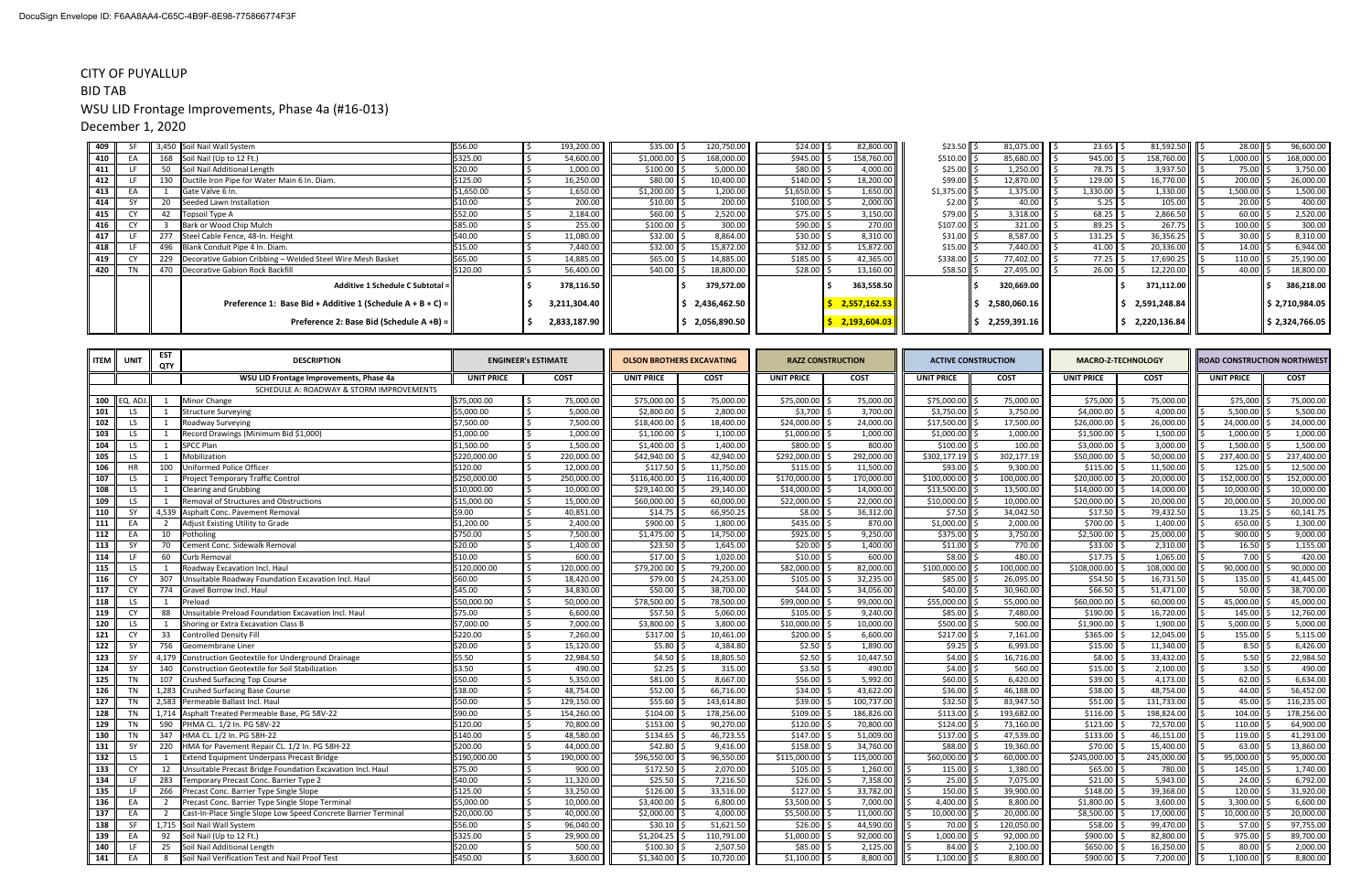CITY OF PUYALLUP

BID TAB

WSU LID Frontage Improvements, Phase 4a (#16-013)

December 1, 2020

| ITEM | UNIT | EST QTY | DESCRIPTION | ENGINEER's ESTIMATE | | OLSON BROTHERS EXCAVATING | | RAZZ CONSTRUCTION | | ACTIVE CONSTRUCTION | | MACRO-Z-TECHNOLOGY | | ROAD CONSTRUCTION NORTHWEST | |
|---|---|---|---|---|---|---|---|---|---|---|---|---|---|---|---|
| 409 | SF | 3,450 | Soil Nail Wall System | $56.00 | $ 193,200.00 | $35.00 | $ 120,750.00 | $24.00 | $ 82,800.00 | $23.50 | $ 81,075.00 | $ 23.65 | $ 81,592.50 | $ 28.00 | $ 96,600.00 |
| 410 | EA | 168 | Soil Nail (Up to 12 Ft.) | $325.00 | $ 54,600.00 | $1,000.00 | $ 168,000.00 | $945.00 | $ 158,760.00 | $510.00 | $ 85,680.00 | $ 945.00 | $ 158,760.00 | $ 1,000.00 | $ 168,000.00 |
| 411 | LF | 50 | Soil Nail Additional Length | $20.00 | $ 1,000.00 | $100.00 | $ 5,000.00 | $80.00 | $ 4,000.00 | $25.00 | $ 1,250.00 | $ 78.75 | $ 3,937.50 | $ 75.00 | $ 3,750.00 |
| 412 | LF | 130 | Ductile Iron Pipe for Water Main 6 In. Diam. | $125.00 | $ 16,250.00 | $80.00 | $ 10,400.00 | $140.00 | $ 18,200.00 | $99.00 | $ 12,870.00 | $ 129.00 | $ 16,770.00 | $ 200.00 | $ 26,000.00 |
| 413 | EA | 1 | Gate Valve 6 In. | $1,650.00 | $ 1,650.00 | $1,200.00 | $ 1,200.00 | $1,650.00 | $ 1,650.00 | $1,375.00 | $ 1,375.00 | $ 1,330.00 | $ 1,330.00 | $ 1,500.00 | $ 1,500.00 |
| 414 | SY | 20 | Seeded Lawn Installation | $10.00 | $ 200.00 | $10.00 | $ 200.00 | $100.00 | $ 2,000.00 | $2.00 | $ 40.00 | $ 5.25 | $ 105.00 | $ 20.00 | $ 400.00 |
| 415 | CY | 42 | Topsoil Type A | $52.00 | $ 2,184.00 | $60.00 | $ 2,520.00 | $75.00 | $ 3,150.00 | $79.00 | $ 3,318.00 | $ 68.25 | $ 2,866.50 | $ 60.00 | $ 2,520.00 |
| 416 | CY | 3 | Bark or Wood Chip Mulch | $85.00 | $ 255.00 | $100.00 | $ 300.00 | $90.00 | $ 270.00 | $107.00 | $ 321.00 | $ 89.25 | $ 267.75 | $ 100.00 | $ 300.00 |
| 417 | LF | 277 | Steel Cable Fence, 48-In. Height | $40.00 | $ 11,080.00 | $32.00 | $ 8,864.00 | $30.00 | $ 8,310.00 | $31.00 | $ 8,587.00 | $ 131.25 | $ 36,356.25 | $ 30.00 | $ 8,310.00 |
| 418 | LF | 496 | Blank Conduit Pipe 4 In. Diam. | $15.00 | $ 7,440.00 | $32.00 | $ 15,872.00 | $32.00 | $ 15,872.00 | $15.00 | $ 7,440.00 | $ 41.00 | $ 20,336.00 | $ 14.00 | $ 6,944.00 |
| 419 | CY | 229 | Decorative Gabion Cribbing – Welded Steel Wire Mesh Basket | $65.00 | $ 14,885.00 | $65.00 | $ 14,885.00 | $185.00 | $ 42,365.00 | $338.00 | $ 77,402.00 | $ 77.25 | $ 17,690.25 | $ 110.00 | $ 25,190.00 |
| 420 | TN | 470 | Decorative Gabion Rock Backfill | $120.00 | $ 56,400.00 | $40.00 | $ 18,800.00 | $28.00 | $ 13,160.00 | $58.50 | $ 27,495.00 | $ 26.00 | $ 12,220.00 | $ 40.00 | $ 18,800.00 |
| | | | **Additive 1 Schedule C Subtotal =** | | **$ 378,116.50** | | **$ 379,572.00** | | **$ 363,558.50** | | **$ 320,669.00** | | **$ 371,112.00** | | **$ 386,218.00** |
| | | | **Preference 1: Base Bid + Additive 1 (Schedule A + B + C) =** | | **$ 3,211,304.40** | | **$ 2,436,462.50** | | **$ 2,557,162.53** | | **$ 2,580,060.16** | | **$ 2,591,248.84** | | **$ 2,710,984.05** |
| | | | **Preference 2: Base Bid (Schedule A +B) =** | | **$ 2,833,187.90** | | **$ 2,056,890.50** | | **$ 2,193,604.03** | | **$ 2,259,391.16** | | **$ 2,220,136.84** | | **$ 2,324,766.05** |

| ITEM | UNIT | EST QTY | DESCRIPTION | ENGINEER's ESTIMATE | | OLSON BROTHERS EXCAVATING | | RAZZ CONSTRUCTION | | ACTIVE CONSTRUCTION | | MACRO-Z-TECHNOLOGY | | ROAD CONSTRUCTION NORTHWEST | |
|---|---|---|---|---|---|---|---|---|---|---|---|---|---|---|---|
| | | | **WSU LID Frontage Improvements, Phase 4a** | **UNIT PRICE** | **COST** | **UNIT PRICE** | **COST** | **UNIT PRICE** | **COST** | **UNIT PRICE** | **COST** | **UNIT PRICE** | **COST** | **UNIT PRICE** | **COST** |
| | | | SCHEDULE A: ROADWAY & STORM IMPROVEMENTS | | | | | | | | | | | | |
| 100 | EQ. ADJ. | 1 | Minor Change | $75,000.00 | $ 75,000.00 | $75,000.00 | $ 75,000.00 | $75,000.00 | $ 75,000.00 | $75,000.00 | $ 75,000.00 | $75,000 | $ 75,000.00 | $75,000 | $ 75,000.00 |
| 101 | LS | 1 | Structure Surveying | $5,000.00 | $ 5,000.00 | $2,800.00 | $ 2,800.00 | $3,700 | $ 3,700.00 | $3,750.00 | $ 3,750.00 | $4,000.00 | $ 4,000.00 | $ 5,500.00 | $ 5,500.00 |
| 102 | LS | 1 | Roadway Surveying | $7,500.00 | $ 7,500.00 | $18,400.00 | $ 18,400.00 | $24,000.00 | $ 24,000.00 | $17,500.00 | $ 17,500.00 | $26,000.00 | $ 26,000.00 | $ 24,000.00 | $ 24,000.00 |
| 103 | LS | 1 | Record Drawings (Minimum Bid $1,000) | $1,000.00 | $ 1,000.00 | $1,100.00 | $ 1,100.00 | $1,000.00 | $ 1,000.00 | $1,000.00 | $ 1,000.00 | $1,500.00 | $ 1,500.00 | $ 1,000.00 | $ 1,000.00 |
| 104 | LS | 1 | SPCC Plan | $1,500.00 | $ 1,500.00 | $1,400.00 | $ 1,400.00 | $800.00 | $ 800.00 | $100.00 | $ 100.00 | $3,000.00 | $ 3,000.00 | $ 1,500.00 | $ 1,500.00 |
| 105 | LS | 1 | Mobilization | $220,000.00 | $ 220,000.00 | $42,940.00 | $ 42,940.00 | $292,000.00 | $ 292,000.00 | $302,177.19 | $ 302,177.19 | $50,000.00 | $ 50,000.00 | $ 237,400.00 | $ 237,400.00 |
| 106 | HR | 100 | Uniformed Police Officer | $120.00 | $ 12,000.00 | $117.50 | $ 11,750.00 | $115.00 | $ 11,500.00 | $93.00 | $ 9,300.00 | $115.00 | $ 11,500.00 | $ 125.00 | $ 12,500.00 |
| 107 | LS | 1 | Project Temporary Traffic Control | $250,000.00 | $ 250,000.00 | $116,400.00 | $ 116,400.00 | $170,000.00 | $ 170,000.00 | $100,000.00 | $ 100,000.00 | $20,000.00 | $ 20,000.00 | $ 152,000.00 | $ 152,000.00 |
| 108 | LS | 1 | Clearing and Grubbing | $10,000.00 | $ 10,000.00 | $29,140.00 | $ 29,140.00 | $14,000.00 | $ 14,000.00 | $13,500.00 | $ 13,500.00 | $14,000.00 | $ 14,000.00 | $ 10,000.00 | $ 10,000.00 |
| 109 | LS | 1 | Removal of Structures and Obstructions | $15,000.00 | $ 15,000.00 | $60,000.00 | $ 60,000.00 | $22,000.00 | $ 22,000.00 | $10,000.00 | $ 10,000.00 | $20,000.00 | $ 20,000.00 | $ 20,000.00 | $ 20,000.00 |
| 110 | SY | 4,539 | Asphalt Conc. Pavement Removal | $9.00 | $ 40,851.00 | $14.75 | $ 66,950.25 | $8.00 | $ 36,312.00 | $7.50 | $ 34,042.50 | $17.50 | $ 79,432.50 | $ 13.25 | $ 60,141.75 |
| 111 | EA | 2 | Adjust Existing Utility to Grade | $1,200.00 | $ 2,400.00 | $900.00 | $ 1,800.00 | $435.00 | $ 870.00 | $1,000.00 | $ 2,000.00 | $700.00 | $ 1,400.00 | $ 650.00 | $ 1,300.00 |
| 112 | EA | 10 | Potholing | $750.00 | $ 7,500.00 | $1,475.00 | $ 14,750.00 | $925.00 | $ 9,250.00 | $375.00 | $ 3,750.00 | $2,500.00 | $ 25,000.00 | $ 900.00 | $ 9,000.00 |
| 113 | SY | 70 | Cement Conc. Sidewalk Removal | $20.00 | $ 1,400.00 | $23.50 | $ 1,645.00 | $20.00 | $ 1,400.00 | $11.00 | $ 770.00 | $33.00 | $ 2,310.00 | $ 16.50 | $ 1,155.00 |
| 114 | LF | 60 | Curb Removal | $10.00 | $ 600.00 | $17.00 | $ 1,020.00 | $10.00 | $ 600.00 | $8.00 | $ 480.00 | $17.75 | $ 1,065.00 | $ 7.00 | $ 420.00 |
| 115 | LS | 1 | Roadway Excavation Incl. Haul | $120,000.00 | $ 120,000.00 | $79,200.00 | $ 79,200.00 | $82,000.00 | $ 82,000.00 | $100,000.00 | $ 100,000.00 | $108,000.00 | $ 108,000.00 | $ 90,000.00 | $ 90,000.00 |
| 116 | CY | 307 | Unsuitable Roadway Foundation Excavation Incl. Haul | $60.00 | $ 18,420.00 | $79.00 | $ 24,253.00 | $105.00 | $ 32,235.00 | $85.00 | $ 26,095.00 | $54.50 | $ 16,731.50 | $ 135.00 | $ 41,445.00 |
| 117 | CY | 774 | Gravel Borrow Incl. Haul | $45.00 | $ 34,830.00 | $50.00 | $ 38,700.00 | $44.00 | $ 34,056.00 | $40.00 | $ 30,960.00 | $66.50 | $ 51,471.00 | $ 50.00 | $ 38,700.00 |
| 118 | LS | 1 | Preload | $50,000.00 | $ 50,000.00 | $78,500.00 | $ 78,500.00 | $99,000.00 | $ 99,000.00 | $55,000.00 | $ 55,000.00 | $60,000.00 | $ 60,000.00 | $ 45,000.00 | $ 45,000.00 |
| 119 | CY | 88 | Unsuitable Preload Foundation Excavation Incl. Haul | $75.00 | $ 6,600.00 | $57.50 | $ 5,060.00 | $105.00 | $ 9,240.00 | $85.00 | $ 7,480.00 | $190.00 | $ 16,720.00 | $ 145.00 | $ 12,760.00 |
| 120 | LS | 1 | Shoring or Extra Excavation Class B | $7,000.00 | $ 7,000.00 | $3,800.00 | $ 3,800.00 | $10,000.00 | $ 10,000.00 | $500.00 | $ 500.00 | $1,900.00 | $ 1,900.00 | $ 5,000.00 | $ 5,000.00 |
| 121 | CY | 33 | Controlled Density Fill | $220.00 | $ 7,260.00 | $317.00 | $ 10,461.00 | $200.00 | $ 6,600.00 | $217.00 | $ 7,161.00 | $365.00 | $ 12,045.00 | $ 155.00 | $ 5,115.00 |
| 122 | SY | 756 | Geomembrane Liner | $20.00 | $ 15,120.00 | $5.80 | $ 4,384.80 | $2.50 | $ 1,890.00 | $9.25 | $ 6,993.00 | $15.00 | $ 11,340.00 | $ 8.50 | $ 6,426.00 |
| 123 | SY | 4,179 | Construction Geotextile for Underground Drainage | $5.50 | $ 22,984.50 | $4.50 | $ 18,805.50 | $2.50 | $ 10,447.50 | $4.00 | $ 16,716.00 | $8.00 | $ 33,432.00 | $ 5.50 | $ 22,984.50 |
| 124 | SY | 140 | Construction Geotextile for Soil Stabilization | $3.50 | $ 490.00 | $2.25 | $ 315.00 | $3.50 | $ 490.00 | $4.00 | $ 560.00 | $15.00 | $ 2,100.00 | $ 3.50 | $ 490.00 |
| 125 | TN | 107 | Crushed Surfacing Top Course | $50.00 | $ 5,350.00 | $81.00 | $ 8,667.00 | $56.00 | $ 5,992.00 | $60.00 | $ 6,420.00 | $39.00 | $ 4,173.00 | $ 62.00 | $ 6,634.00 |
| 126 | TN | 1,283 | Crushed Surfacing Base Course | $38.00 | $ 48,754.00 | $52.00 | $ 66,716.00 | $34.00 | $ 43,622.00 | $36.00 | $ 46,188.00 | $38.00 | $ 48,754.00 | $ 44.00 | $ 56,452.00 |
| 127 | TN | 2,583 | Permeable Ballast Incl. Haul | $50.00 | $ 129,150.00 | $55.60 | $ 143,614.80 | $39.00 | $ 100,737.00 | $32.50 | $ 83,947.50 | $51.00 | $ 131,733.00 | $ 45.00 | $ 116,235.00 |
| 128 | TN | 1,714 | Asphalt Treated Permeable Base, PG 58V-22 | $90.00 | $ 154,260.00 | $104.00 | $ 178,256.00 | $109.00 | $ 186,826.00 | $113.00 | $ 193,682.00 | $116.00 | $ 198,824.00 | $ 104.00 | $ 178,256.00 |
| 129 | TN | 590 | PHMA CL. 1/2 In. PG 58V-22 | $120.00 | $ 70,800.00 | $153.00 | $ 90,270.00 | $120.00 | $ 70,800.00 | $124.00 | $ 73,160.00 | $123.00 | $ 72,570.00 | $ 110.00 | $ 64,900.00 |
| 130 | TN | 347 | HMA CL. 1/2 In. PG 58H-22 | $140.00 | $ 48,580.00 | $134.65 | $ 46,723.55 | $147.00 | $ 51,009.00 | $137.00 | $ 47,539.00 | $133.00 | $ 46,151.00 | $ 119.00 | $ 41,293.00 |
| 131 | SY | 220 | HMA for Pavement Repair CL. 1/2 In. PG 58H-22 | $200.00 | $ 44,000.00 | $42.80 | $ 9,416.00 | $158.00 | $ 34,760.00 | $88.00 | $ 19,360.00 | $70.00 | $ 15,400.00 | $ 63.00 | $ 13,860.00 |
| 132 | LS | 1 | Extend Equipment Underpass Precast Bridge | $190,000.00 | $ 190,000.00 | $96,550.00 | $ 96,550.00 | $115,000.00 | $ 115,000.00 | $60,000.00 | $ 60,000.00 | $245,000.00 | $ 245,000.00 | $ 95,000.00 | $ 95,000.00 |
| 133 | CY | 12 | Unsuitable Precast Bridge Foundation Excavation Incl. Haul | $75.00 | $ 900.00 | $172.50 | $ 2,070.00 | $105.00 | $ 1,260.00 | $ 115.00 | $ 1,380.00 | $65.00 | $ 780.00 | $ 145.00 | $ 1,740.00 |
| 134 | LF | 283 | Temporary Precast Conc. Barrier Type 2 | $40.00 | $ 11,320.00 | $25.50 | $ 7,216.50 | $26.00 | $ 7,358.00 | $ 25.00 | $ 7,075.00 | $21.00 | $ 5,943.00 | $ 24.00 | $ 6,792.00 |
| 135 | LF | 266 | Precast Conc. Barrier Type Single Slope | $125.00 | $ 33,250.00 | $126.00 | $ 33,516.00 | $127.00 | $ 33,782.00 | $ 150.00 | $ 39,900.00 | $148.00 | $ 39,368.00 | $ 120.00 | $ 31,920.00 |
| 136 | EA | 2 | Precast Conc. Barrier Type Single Slope Terminal | $5,000.00 | $ 10,000.00 | $3,400.00 | $ 6,800.00 | $3,500.00 | $ 7,000.00 | $ 4,400.00 | $ 8,800.00 | $1,800.00 | $ 3,600.00 | $ 3,300.00 | $ 6,600.00 |
| 137 | EA | 2 | Cast-In-Place Single Slope Low Speed Concrete Barrier Terminal | $20,000.00 | $ 40,000.00 | $2,000.00 | $ 4,000.00 | $5,500.00 | $ 11,000.00 | $ 10,000.00 | $ 20,000.00 | $8,500.00 | $ 17,000.00 | $ 10,000.00 | $ 20,000.00 |
| 138 | SF | 1,715 | Soil Nail Wall System | $56.00 | $ 96,040.00 | $30.10 | $ 51,621.50 | $26.00 | $ 44,590.00 | $ 70.00 | $ 120,050.00 | $58.00 | $ 99,470.00 | $ 57.00 | $ 97,755.00 |
| 139 | EA | 92 | Soil Nail (Up to 12 Ft.) | $325.00 | $ 29,900.00 | $1,204.25 | $ 110,791.00 | $1,000.00 | $ 92,000.00 | $ 1,000.00 | $ 92,000.00 | $900.00 | $ 82,800.00 | $ 975.00 | $ 89,700.00 |
| 140 | LF | 25 | Soil Nail Additional Length | $20.00 | $ 500.00 | $100.30 | $ 2,507.50 | $85.00 | $ 2,125.00 | $ 84.00 | $ 2,100.00 | $650.00 | $ 16,250.00 | $ 80.00 | $ 2,000.00 |
| 141 | EA | 8 | Soil Nail Verification Test and Nail Proof Test | $450.00 | $ 3,600.00 | $1,340.00 | $ 10,720.00 | $1,100.00 | $ 8,800.00 | $ 1,100.00 | $ 8,800.00 | $900.00 | $ 7,200.00 | $ 1,100.00 | $ 8,800.00 |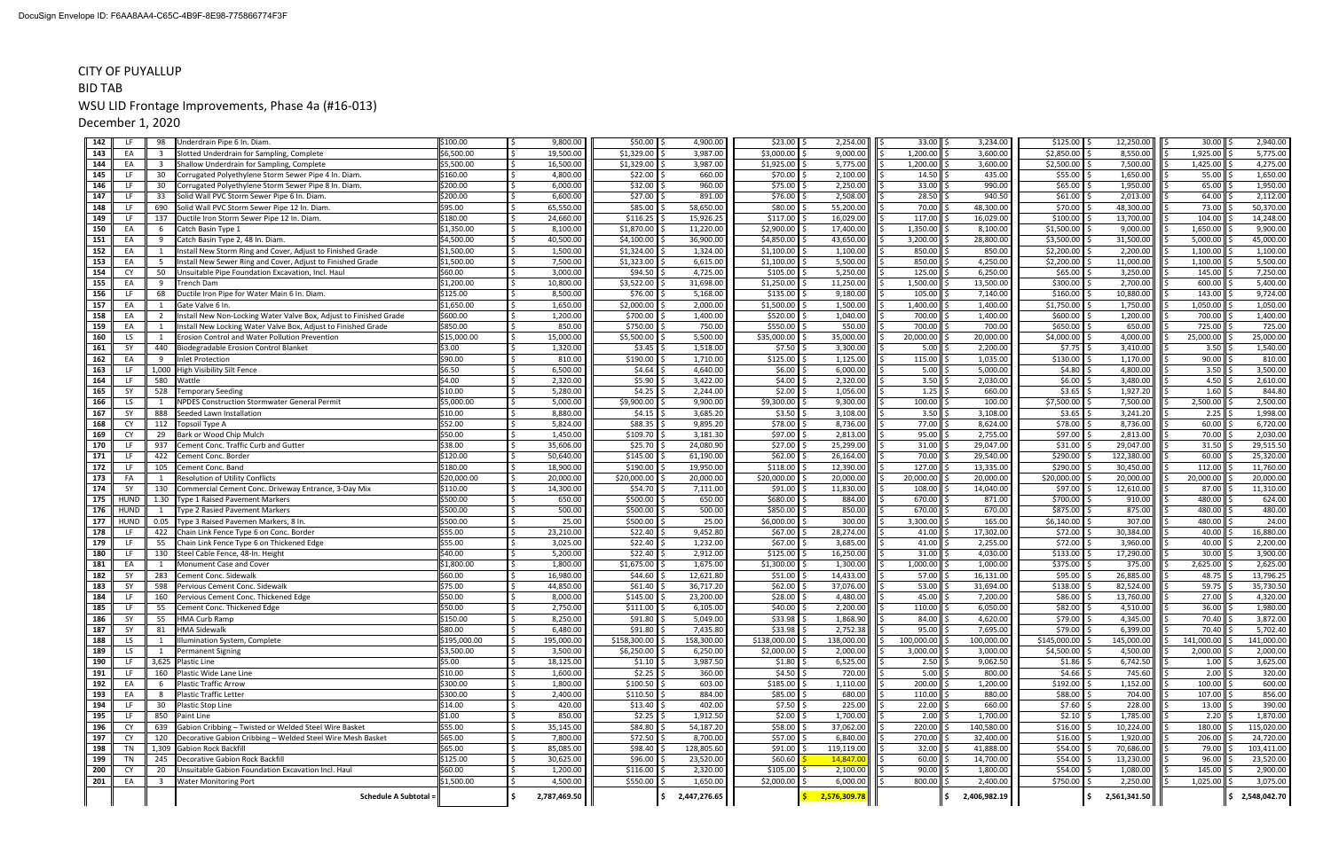CITY OF PUYALLUP

BID TAB

WSU LID Frontage Improvements, Phase 4a (#16-013)

December 1, 2020

| No. | Unit | Qty | Description | Unit Price | Amount | Unit Price | Amount | Unit Price | Amount | Unit Price | Amount | Unit Price | Amount | Unit Price | Amount |
|---|---|---|---|---|---|---|---|---|---|---|---|---|---|---|---|
| 142 | LF | 98 | Underdrain Pipe 6 In. Diam. | $100.00 | $ 9,800.00 | $50.00 | $ 4,900.00 | $23.00 | $ 2,254.00 | $ 33.00 | $ 3,234.00 | $125.00 | $ 12,250.00 | $ 30.00 | $ 2,940.00 |
| 143 | EA | 3 | Slotted Underdrain for Sampling, Complete | $6,500.00 | $ 19,500.00 | $1,329.00 | $ 3,987.00 | $3,000.00 | $ 9,000.00 | $ 1,200.00 | $ 3,600.00 | $2,850.00 | $ 8,550.00 | $ 1,925.00 | $ 5,775.00 |
| 144 | EA | 3 | Shallow Underdrain for Sampling, Complete | $5,500.00 | $ 16,500.00 | $1,329.00 | $ 3,987.00 | $1,925.00 | $ 5,775.00 | $ 1,200.00 | $ 3,600.00 | $2,500.00 | $ 7,500.00 | $ 1,425.00 | $ 4,275.00 |
| 145 | LF | 30 | Corrugated Polyethylene Storm Sewer Pipe 4 In. Diam. | $160.00 | $ 4,800.00 | $22.00 | $ 660.00 | $70.00 | $ 2,100.00 | $ 14.50 | $ 435.00 | $55.00 | $ 1,650.00 | $ 55.00 | $ 1,650.00 |
| 146 | LF | 30 | Corrugated Polyethylene Storm Sewer Pipe 8 In. Diam. | $200.00 | $ 6,000.00 | $32.00 | $ 960.00 | $75.00 | $ 2,250.00 | $ 33.00 | $ 990.00 | $65.00 | $ 1,950.00 | $ 65.00 | $ 1,950.00 |
| 147 | LF | 33 | Solid Wall PVC Storm Sewer Pipe 6 In. Diam. | $200.00 | $ 6,600.00 | $27.00 | $ 891.00 | $76.00 | $ 2,508.00 | $ 28.50 | $ 940.50 | $61.00 | $ 2,013.00 | $ 64.00 | $ 2,112.00 |
| 148 | LF | 690 | Solid Wall PVC Storm Sewer Pipe 12 In. Diam. | $95.00 | $ 65,550.00 | $85.00 | $ 58,650.00 | $80.00 | $ 55,200.00 | $ 70.00 | $ 48,300.00 | $70.00 | $ 48,300.00 | $ 73.00 | $ 50,370.00 |
| 149 | LF | 137 | Ductile Iron Storm Sewer Pipe 12 In. Diam. | $180.00 | $ 24,660.00 | $116.25 | $ 15,926.25 | $117.00 | $ 16,029.00 | $ 117.00 | $ 16,029.00 | $100.00 | $ 13,700.00 | $ 104.00 | $ 14,248.00 |
| 150 | EA | 6 | Catch Basin Type 1 | $1,350.00 | $ 8,100.00 | $1,870.00 | $ 11,220.00 | $2,900.00 | $ 17,400.00 | $ 1,350.00 | $ 8,100.00 | $1,500.00 | $ 9,000.00 | $ 1,650.00 | $ 9,900.00 |
| 151 | EA | 9 | Catch Basin Type 2, 48 In. Diam. | $4,500.00 | $ 40,500.00 | $4,100.00 | $ 36,900.00 | $4,850.00 | $ 43,650.00 | $ 3,200.00 | $ 28,800.00 | $3,500.00 | $ 31,500.00 | $ 5,000.00 | $ 45,000.00 |
| 152 | EA | 1 | Install New Storm Ring and Cover, Adjust to Finished Grade | $1,500.00 | $ 1,500.00 | $1,324.00 | $ 1,324.00 | $1,100.00 | $ 1,100.00 | $ 850.00 | $ 850.00 | $2,200.00 | $ 2,200.00 | $ 1,100.00 | $ 1,100.00 |
| 153 | EA | 5 | Install New Sewer Ring and Cover, Adjust to Finished Grade | $1,500.00 | $ 7,500.00 | $1,323.00 | $ 6,615.00 | $1,100.00 | $ 5,500.00 | $ 850.00 | $ 4,250.00 | $2,200.00 | $ 11,000.00 | $ 1,100.00 | $ 5,500.00 |
| 154 | CY | 50 | Unsuitable Pipe Foundation Excavation, Incl. Haul | $60.00 | $ 3,000.00 | $94.50 | $ 4,725.00 | $105.00 | $ 5,250.00 | $ 125.00 | $ 6,250.00 | $65.00 | $ 3,250.00 | $ 145.00 | $ 7,250.00 |
| 155 | EA | 9 | Trench Dam | $1,200.00 | $ 10,800.00 | $3,522.00 | $ 31,698.00 | $1,250.00 | $ 11,250.00 | $ 1,500.00 | $ 13,500.00 | $300.00 | $ 2,700.00 | $ 600.00 | $ 5,400.00 |
| 156 | LF | 68 | Ductile Iron Pipe for Water Main 6 In. Diam. | $125.00 | $ 8,500.00 | $76.00 | $ 5,168.00 | $135.00 | $ 9,180.00 | $ 105.00 | $ 7,140.00 | $160.00 | $ 10,880.00 | $ 143.00 | $ 9,724.00 |
| 157 | EA | 1 | Gate Valve 6 In. | $1,650.00 | $ 1,650.00 | $2,000.00 | $ 2,000.00 | $1,500.00 | $ 1,500.00 | $ 1,400.00 | $ 1,400.00 | $1,750.00 | $ 1,750.00 | $ 1,050.00 | $ 1,050.00 |
| 158 | EA | 2 | Install New Non-Locking Water Valve Box, Adjust to Finished Grade | $600.00 | $ 1,200.00 | $700.00 | $ 1,400.00 | $520.00 | $ 1,040.00 | $ 700.00 | $ 1,400.00 | $600.00 | $ 1,200.00 | $ 700.00 | $ 1,400.00 |
| 159 | EA | 1 | Install New Locking Water Valve Box, Adjust to Finished Grade | $850.00 | $ 850.00 | $750.00 | $ 750.00 | $550.00 | $ 550.00 | $ 700.00 | $ 700.00 | $650.00 | $ 650.00 | $ 725.00 | $ 725.00 |
| 160 | LS | 1 | Erosion Control and Water Pollution Prevention | $15,000.00 | $ 15,000.00 | $5,500.00 | $ 5,500.00 | $35,000.00 | $ 35,000.00 | $ 20,000.00 | $ 20,000.00 | $4,000.00 | $ 4,000.00 | $ 25,000.00 | $ 25,000.00 |
| 161 | SY | 440 | Biodegradable Erosion Control Blanket | $3.00 | $ 1,320.00 | $3.45 | $ 1,518.00 | $7.50 | $ 3,300.00 | $ 5.00 | $ 2,200.00 | $7.75 | $ 3,410.00 | $ 3.50 | $ 1,540.00 |
| 162 | EA | 9 | Inlet Protection | $90.00 | $ 810.00 | $190.00 | $ 1,710.00 | $125.00 | $ 1,125.00 | $ 115.00 | $ 1,035.00 | $130.00 | $ 1,170.00 | $ 90.00 | $ 810.00 |
| 163 | LF | 1,000 | High Visibility Silt Fence | $6.50 | $ 6,500.00 | $4.64 | $ 4,640.00 | $6.00 | $ 6,000.00 | $ 5.00 | $ 5,000.00 | $4.80 | $ 4,800.00 | $ 3.50 | $ 3,500.00 |
| 164 | LF | 580 | Wattle | $4.00 | $ 2,320.00 | $5.90 | $ 3,422.00 | $4.00 | $ 2,320.00 | $ 3.50 | $ 2,030.00 | $6.00 | $ 3,480.00 | $ 4.50 | $ 2,610.00 |
| 165 | SY | 528 | Temporary Seeding | $10.00 | $ 5,280.00 | $4.25 | $ 2,244.00 | $2.00 | $ 1,056.00 | $ 1.25 | $ 660.00 | $3.65 | $ 1,927.20 | $ 1.60 | $ 844.80 |
| 166 | LS | 1 | NPDES Construction Stormwater General Permit | $5,000.00 | $ 5,000.00 | $9,900.00 | $ 9,900.00 | $9,300.00 | $ 9,300.00 | $ 100.00 | $ 100.00 | $7,500.00 | $ 7,500.00 | $ 2,500.00 | $ 2,500.00 |
| 167 | SY | 888 | Seeded Lawn Installation | $10.00 | $ 8,880.00 | $4.15 | $ 3,685.20 | $3.50 | $ 3,108.00 | $ 3.50 | $ 3,108.00 | $3.65 | $ 3,241.20 | $ 2.25 | $ 1,998.00 |
| 168 | CY | 112 | Topsoil Type A | $52.00 | $ 5,824.00 | $88.35 | $ 9,895.20 | $78.00 | $ 8,736.00 | $ 77.00 | $ 8,624.00 | $78.00 | $ 8,736.00 | $ 60.00 | $ 6,720.00 |
| 169 | CY | 29 | Bark or Wood Chip Mulch | $50.00 | $ 1,450.00 | $109.70 | $ 3,181.30 | $97.00 | $ 2,813.00 | $ 95.00 | $ 2,755.00 | $97.00 | $ 2,813.00 | $ 70.00 | $ 2,030.00 |
| 170 | LF | 937 | Cement Conc. Traffic Curb and Gutter | $38.00 | $ 35,606.00 | $25.70 | $ 24,080.90 | $27.00 | $ 25,299.00 | $ 31.00 | $ 29,047.00 | $31.00 | $ 29,047.00 | $ 31.50 | $ 29,515.50 |
| 171 | LF | 422 | Cement Conc. Border | $120.00 | $ 50,640.00 | $145.00 | $ 61,190.00 | $62.00 | $ 26,164.00 | $ 70.00 | $ 29,540.00 | $290.00 | $ 122,380.00 | $ 60.00 | $ 25,320.00 |
| 172 | LF | 105 | Cement Conc. Band | $180.00 | $ 18,900.00 | $190.00 | $ 19,950.00 | $118.00 | $ 12,390.00 | $ 127.00 | $ 13,335.00 | $290.00 | $ 30,450.00 | $ 112.00 | $ 11,760.00 |
| 173 | FA | 1 | Resolution of Utility Conflicts | $20,000.00 | $ 20,000.00 | $20,000.00 | $ 20,000.00 | $20,000.00 | $ 20,000.00 | $ 20,000.00 | $ 20,000.00 | $20,000.00 | $ 20,000.00 | $ 20,000.00 | $ 20,000.00 |
| 174 | SY | 130 | Commercial Cement Conc. Driveway Entrance, 3-Day Mix | $110.00 | $ 14,300.00 | $54.70 | $ 7,111.00 | $91.00 | $ 11,830.00 | $ 108.00 | $ 14,040.00 | $97.00 | $ 12,610.00 | $ 87.00 | $ 11,310.00 |
| 175 | HUND | 1.30 | Type 1 Raised Pavement Markers | $500.00 | $ 650.00 | $500.00 | $ 650.00 | $680.00 | $ 884.00 | $ 670.00 | $ 871.00 | $700.00 | $ 910.00 | $ 480.00 | $ 624.00 |
| 176 | HUND | 1 | Type 2 Rasied Pavement Markers | $500.00 | $ 500.00 | $500.00 | $ 500.00 | $850.00 | $ 850.00 | $ 670.00 | $ 670.00 | $875.00 | $ 875.00 | $ 480.00 | $ 480.00 |
| 177 | HUND | 0.05 | Type 3 Raised Pavemen Markers, 8 In. | $500.00 | $ 25.00 | $500.00 | $ 25.00 | $6,000.00 | $ 300.00 | $ 3,300.00 | $ 165.00 | $6,140.00 | $ 307.00 | $ 480.00 | $ 24.00 |
| 178 | LF | 422 | Chain Link Fence Type 6 on Conc. Border | $55.00 | $ 23,210.00 | $22.40 | $ 9,452.80 | $67.00 | $ 28,274.00 | $ 41.00 | $ 17,302.00 | $72.00 | $ 30,384.00 | $ 40.00 | $ 16,880.00 |
| 179 | LF | 55 | Chain Link Fence Type 6 on Thickened Edge | $55.00 | $ 3,025.00 | $22.40 | $ 1,232.00 | $67.00 | $ 3,685.00 | $ 41.00 | $ 2,255.00 | $72.00 | $ 3,960.00 | $ 40.00 | $ 2,200.00 |
| 180 | LF | 130 | Steel Cable Fence, 48-In. Height | $40.00 | $ 5,200.00 | $22.40 | $ 2,912.00 | $125.00 | $ 16,250.00 | $ 31.00 | $ 4,030.00 | $133.00 | $ 17,290.00 | $ 30.00 | $ 3,900.00 |
| 181 | EA | 1 | Monument Case and Cover | $1,800.00 | $ 1,800.00 | $1,675.00 | $ 1,675.00 | $1,300.00 | $ 1,300.00 | $ 1,000.00 | $ 1,000.00 | $375.00 | $ 375.00 | $ 2,625.00 | $ 2,625.00 |
| 182 | SY | 283 | Cement Conc. Sidewalk | $60.00 | $ 16,980.00 | $44.60 | $ 12,621.80 | $51.00 | $ 14,433.00 | $ 57.00 | $ 16,131.00 | $95.00 | $ 26,885.00 | $ 48.75 | $ 13,796.25 |
| 183 | SY | 598 | Pervious Cement Conc. Sidewalk | $75.00 | $ 44,850.00 | $61.40 | $ 36,717.20 | $62.00 | $ 37,076.00 | $ 53.00 | $ 31,694.00 | $138.00 | $ 82,524.00 | $ 59.75 | $ 35,730.50 |
| 184 | LF | 160 | Pervious Cement Conc. Thickened Edge | $50.00 | $ 8,000.00 | $145.00 | $ 23,200.00 | $28.00 | $ 4,480.00 | $ 45.00 | $ 7,200.00 | $86.00 | $ 13,760.00 | $ 27.00 | $ 4,320.00 |
| 185 | LF | 55 | Cement Conc. Thickened Edge | $50.00 | $ 2,750.00 | $111.00 | $ 6,105.00 | $40.00 | $ 2,200.00 | $ 110.00 | $ 6,050.00 | $82.00 | $ 4,510.00 | $ 36.00 | $ 1,980.00 |
| 186 | SY | 55 | HMA Curb Ramp | $150.00 | $ 8,250.00 | $91.80 | $ 5,049.00 | $33.98 | $ 1,868.90 | $ 84.00 | $ 4,620.00 | $79.00 | $ 4,345.00 | $ 70.40 | $ 3,872.00 |
| 187 | SY | 81 | HMA Sidewalk | $80.00 | $ 6,480.00 | $91.80 | $ 7,435.80 | $33.98 | $ 2,752.38 | $ 95.00 | $ 7,695.00 | $79.00 | $ 6,399.00 | $ 70.40 | $ 5,702.40 |
| 188 | LS | 1 | Illumination System, Complete | $195,000.00 | $ 195,000.00 | $158,300.00 | $ 158,300.00 | $138,000.00 | $ 138,000.00 | $ 100,000.00 | $ 100,000.00 | $145,000.00 | $ 145,000.00 | $ 141,000.00 | $ 141,000.00 |
| 189 | LS | 1 | Permanent Signing | $3,500.00 | $ 3,500.00 | $6,250.00 | $ 6,250.00 | $2,000.00 | $ 2,000.00 | $ 3,000.00 | $ 3,000.00 | $4,500.00 | $ 4,500.00 | $ 2,000.00 | $ 2,000.00 |
| 190 | LF | 3,625 | Plastic Line | $5.00 | $ 18,125.00 | $1.10 | $ 3,987.50 | $1.80 | $ 6,525.00 | $ 2.50 | $ 9,062.50 | $1.86 | $ 6,742.50 | $ 1.00 | $ 3,625.00 |
| 191 | LF | 160 | Plastic Wide Lane Line | $10.00 | $ 1,600.00 | $2.25 | $ 360.00 | $4.50 | $ 720.00 | $ 5.00 | $ 800.00 | $4.66 | $ 745.60 | $ 2.00 | $ 320.00 |
| 192 | EA | 6 | Plastic Traffic Arrow | $300.00 | $ 1,800.00 | $100.50 | $ 603.00 | $185.00 | $ 1,110.00 | $ 200.00 | $ 1,200.00 | $192.00 | $ 1,152.00 | $ 100.00 | $ 600.00 |
| 193 | EA | 8 | Plastic Traffic Letter | $300.00 | $ 2,400.00 | $110.50 | $ 884.00 | $85.00 | $ 680.00 | $ 110.00 | $ 880.00 | $88.00 | $ 704.00 | $ 107.00 | $ 856.00 |
| 194 | LF | 30 | Plastic Stop Line | $14.00 | $ 420.00 | $13.40 | $ 402.00 | $7.50 | $ 225.00 | $ 22.00 | $ 660.00 | $7.60 | $ 228.00 | $ 13.00 | $ 390.00 |
| 195 | LF | 850 | Paint Line | $1.00 | $ 850.00 | $2.25 | $ 1,912.50 | $2.00 | $ 1,700.00 | $ 2.00 | $ 1,700.00 | $2.10 | $ 1,785.00 | $ 2.20 | $ 1,870.00 |
| 196 | CY | 639 | Gabion Cribbing – Twisted or Welded Steel Wire Basket | $55.00 | $ 35,145.00 | $84.80 | $ 54,187.20 | $58.00 | $ 37,062.00 | $ 220.00 | $ 140,580.00 | $16.00 | $ 10,224.00 | $ 180.00 | $ 115,020.00 |
| 197 | CY | 120 | Decorative Gabion Cribbing – Welded Steel Wire Mesh Basket | $65.00 | $ 7,800.00 | $72.50 | $ 8,700.00 | $57.00 | $ 6,840.00 | $ 270.00 | $ 32,400.00 | $16.00 | $ 1,920.00 | $ 206.00 | $ 24,720.00 |
| 198 | TN | 1,309 | Gabion Rock Backfill | $65.00 | $ 85,085.00 | $98.40 | $ 128,805.60 | $91.00 | $ 119,119.00 | $ 32.00 | $ 41,888.00 | $54.00 | $ 70,686.00 | $ 79.00 | $ 103,411.00 |
| 199 | TN | 245 | Decorative Gabion Rock Backfill | $125.00 | $ 30,625.00 | $96.00 | $ 23,520.00 | $60.60 | $ 14,847.00 | $ 60.00 | $ 14,700.00 | $54.00 | $ 13,230.00 | $ 96.00 | $ 23,520.00 |
| 200 | CY | 20 | Unsuitable Gabion Foundation Excavation Incl. Haul | $60.00 | $ 1,200.00 | $116.00 | $ 2,320.00 | $105.00 | $ 2,100.00 | $ 90.00 | $ 1,800.00 | $54.00 | $ 1,080.00 | $ 145.00 | $ 2,900.00 |
| 201 | EA | 3 | Water Monitoring Port | $1,500.00 | $ 4,500.00 | $550.00 | $ 1,650.00 | $2,000.00 | $ 6,000.00 | $ 800.00 | $ 2,400.00 | $750.00 | $ 2,250.00 | $ 1,025.00 | $ 3,075.00 |
| | | | **Schedule A Subtotal =** | | $ 2,787,469.50 | | $ 2,447,276.65 | | $ 2,576,309.78 | | $ 2,406,982.19 | | $ 2,561,341.50 | | $ 2,548,042.70 |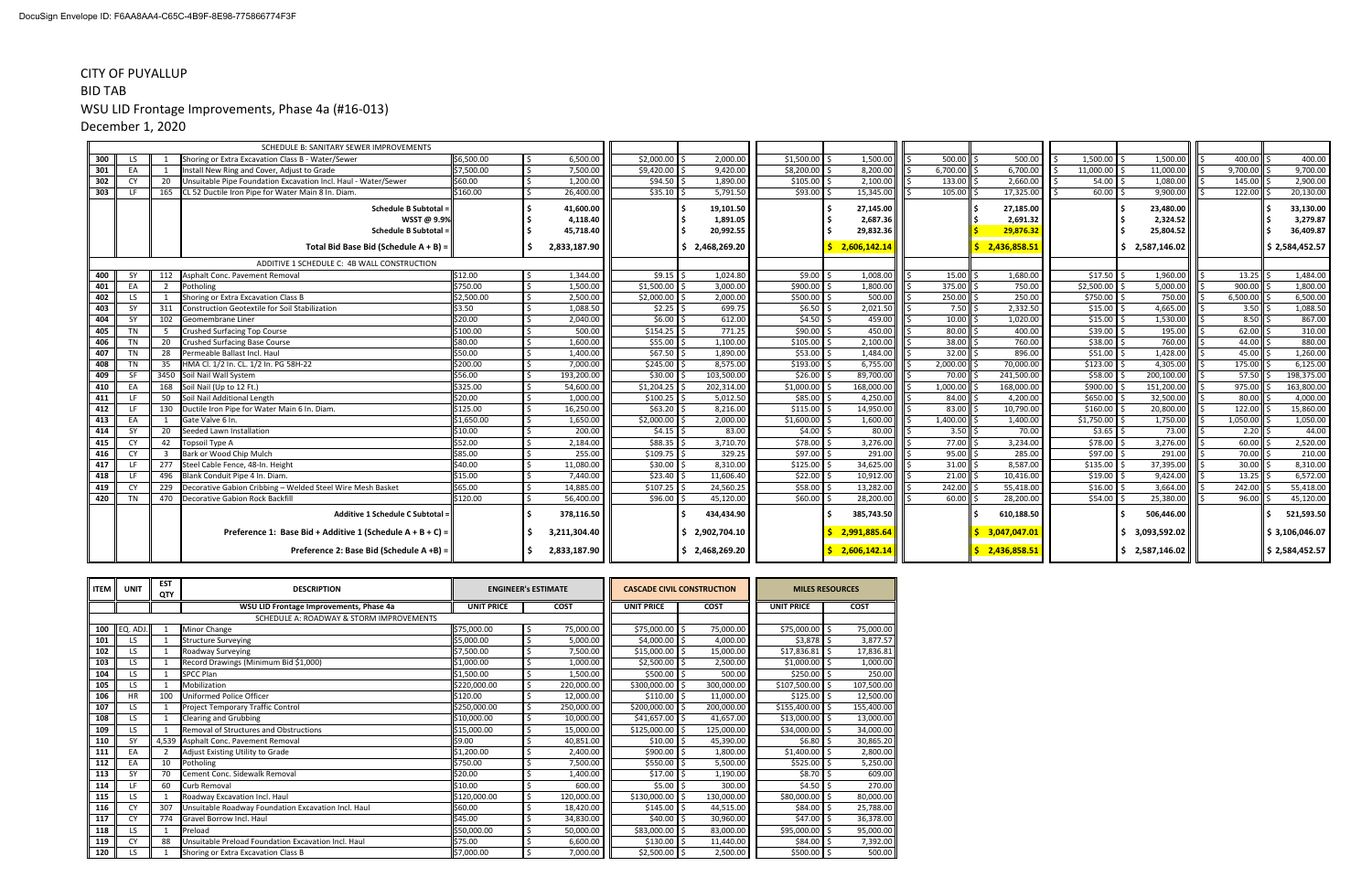CITY OF PUYALLUP

BID TAB

WSU LID Frontage Improvements, Phase 4a (#16-013)

December 1, 2020

| | | | | | | | | | | | | | | | |
|---|---|---|---|---|---|---|---|---|---|---|---|---|---|---|---|
| | | | SCHEDULE B: SANITARY SEWER IMPROVEMENTS | | | | | | | | | | | | |
| 300 | LS | 1 | Shoring or Extra Excavation Class B - Water/Sewer | $6,500.00 | $ 6,500.00 | $2,000.00 | $ 2,000.00 | $1,500.00 | $ 1,500.00 | $ 500.00 | $ 500.00 | $ 1,500.00 | $ 1,500.00 | $ 400.00 | $ 400.00 |
| 301 | EA | 1 | Install New Ring and Cover, Adjust to Grade | $7,500.00 | $ 7,500.00 | $9,420.00 | $ 9,420.00 | $8,200.00 | $ 8,200.00 | $ 6,700.00 | $ 6,700.00 | $ 11,000.00 | $ 11,000.00 | $ 9,700.00 | $ 9,700.00 |
| 302 | CY | 20 | Unsuitable Pipe Foundation Excavation Incl. Haul - Water/Sewer | $60.00 | $ 1,200.00 | $94.50 | $ 1,890.00 | $105.00 | $ 2,100.00 | $ 133.00 | $ 2,660.00 | $ 54.00 | $ 1,080.00 | $ 145.00 | $ 2,900.00 |
| 303 | LF | 165 | CL 52 Ductile Iron Pipe for Water Main 8 In. Diam. | $160.00 | $ 26,400.00 | $35.10 | $ 5,791.50 | $93.00 | $ 15,345.00 | $ 105.00 | $ 17,325.00 | $ 60.00 | $ 9,900.00 | $ 122.00 | $ 20,130.00 |
| | | | Schedule B Subtotal = | | $ 41,600.00 | | $ 19,101.50 | | $ 27,145.00 | | $ 27,185.00 | | $ 23,480.00 | | $ 33,130.00 |
| | | | WSST @ 9.9% | | $ 4,118.40 | | $ 1,891.05 | | $ 2,687.36 | | $ 2,691.32 | | $ 2,324.52 | | $ 3,279.87 |
| | | | Schedule B Subtotal = | | $ 45,718.40 | | $ 20,992.55 | | $ 29,832.36 | | $ 29,876.32 | | $ 25,804.52 | | $ 36,409.87 |
| | | | Total Bid Base Bid (Schedule A + B) = | | $ 2,833,187.90 | | $ 2,468,269.20 | | $ 2,606,142.14 | | $ 2,436,858.51 | | $ 2,587,146.02 | | $ 2,584,452.57 |
| | | | ADDITIVE 1 SCHEDULE C: 4B WALL CONSTRUCTION | | | | | | | | | | | | |
| 400 | SY | 112 | Asphalt Conc. Pavement Removal | $12.00 | $ 1,344.00 | $9.15 | $ 1,024.80 | $9.00 | $ 1,008.00 | $ 15.00 | $ 1,680.00 | $17.50 | $ 1,960.00 | $ 13.25 | $ 1,484.00 |
| 401 | EA | 2 | Potholing | $750.00 | $ 1,500.00 | $1,500.00 | $ 3,000.00 | $900.00 | $ 1,800.00 | $ 375.00 | $ 750.00 | $2,500.00 | $ 5,000.00 | $ 900.00 | $ 1,800.00 |
| 402 | LS | 1 | Shoring or Extra Excavation Class B | $2,500.00 | $ 2,500.00 | $2,000.00 | $ 2,000.00 | $500.00 | $ 500.00 | $ 250.00 | $ 250.00 | $750.00 | $ 750.00 | $ 6,500.00 | $ 6,500.00 |
| 403 | SY | 311 | Construction Geotextile for Soil Stabilization | $3.50 | $ 1,088.50 | $2.25 | $ 699.75 | $6.50 | $ 2,021.50 | $ 7.50 | $ 2,332.50 | $15.00 | $ 4,665.00 | $ 3.50 | $ 1,088.50 |
| 404 | SY | 102 | Geomembrane Liner | $20.00 | $ 2,040.00 | $6.00 | $ 612.00 | $4.50 | $ 459.00 | $ 10.00 | $ 1,020.00 | $15.00 | $ 1,530.00 | $ 8.50 | $ 867.00 |
| 405 | TN | 5 | Crushed Surfacing Top Course | $100.00 | $ 500.00 | $154.25 | $ 771.25 | $90.00 | $ 450.00 | $ 80.00 | $ 400.00 | $39.00 | $ 195.00 | $ 62.00 | $ 310.00 |
| 406 | TN | 20 | Crushed Surfacing Base Course | $80.00 | $ 1,600.00 | $55.00 | $ 1,100.00 | $105.00 | $ 2,100.00 | $ 38.00 | $ 760.00 | $38.00 | $ 760.00 | $ 44.00 | $ 880.00 |
| 407 | TN | 28 | Permeable Ballast Incl. Haul | $50.00 | $ 1,400.00 | $67.50 | $ 1,890.00 | $53.00 | $ 1,484.00 | $ 32.00 | $ 896.00 | $51.00 | $ 1,428.00 | $ 45.00 | $ 1,260.00 |
| 408 | TN | 35 | HMA Cl. 1/2 In. CL. 1/2 In. PG 58H-22 | $200.00 | $ 7,000.00 | $245.00 | $ 8,575.00 | $193.00 | $ 6,755.00 | $ 2,000.00 | $ 70,000.00 | $123.00 | $ 4,305.00 | $ 175.00 | $ 6,125.00 |
| 409 | SF | 3450 | Soil Nail Wall System | $56.00 | $ 193,200.00 | $30.00 | $ 103,500.00 | $26.00 | $ 89,700.00 | $ 70.00 | $ 241,500.00 | $58.00 | $ 200,100.00 | $ 57.50 | $ 198,375.00 |
| 410 | EA | 168 | Soil Nail (Up to 12 Ft.) | $325.00 | $ 54,600.00 | $1,204.25 | $ 202,314.00 | $1,000.00 | $ 168,000.00 | $ 1,000.00 | $ 168,000.00 | $900.00 | $ 151,200.00 | $ 975.00 | $ 163,800.00 |
| 411 | LF | 50 | Soil Nail Additional Length | $20.00 | $ 1,000.00 | $100.25 | $ 5,012.50 | $85.00 | $ 4,250.00 | $ 84.00 | $ 4,200.00 | $650.00 | $ 32,500.00 | $ 80.00 | $ 4,000.00 |
| 412 | LF | 130 | Ductile Iron Pipe for Water Main 6 In. Diam. | $125.00 | $ 16,250.00 | $63.20 | $ 8,216.00 | $115.00 | $ 14,950.00 | $ 83.00 | $ 10,790.00 | $160.00 | $ 20,800.00 | $ 122.00 | $ 15,860.00 |
| 413 | EA | 1 | Gate Valve 6 In. | $1,650.00 | $ 1,650.00 | $2,000.00 | $ 2,000.00 | $1,600.00 | $ 1,600.00 | $ 1,400.00 | $ 1,400.00 | $1,750.00 | $ 1,750.00 | $ 1,050.00 | $ 1,050.00 |
| 414 | SY | 20 | Seeded Lawn Installation | $10.00 | $ 200.00 | $4.15 | $ 83.00 | $4.00 | $ 80.00 | $ 3.50 | $ 70.00 | $3.65 | $ 73.00 | $ 2.20 | $ 44.00 |
| 415 | CY | 42 | Topsoil Type A | $52.00 | $ 2,184.00 | $88.35 | $ 3,710.70 | $78.00 | $ 3,276.00 | $ 77.00 | $ 3,234.00 | $78.00 | $ 3,276.00 | $ 60.00 | $ 2,520.00 |
| 416 | CY | 3 | Bark or Wood Chip Mulch | $85.00 | $ 255.00 | $109.75 | $ 329.25 | $97.00 | $ 291.00 | $ 95.00 | $ 285.00 | $97.00 | $ 291.00 | $ 70.00 | $ 210.00 |
| 417 | LF | 277 | Steel Cable Fence, 48-In. Height | $40.00 | $ 11,080.00 | $30.00 | $ 8,310.00 | $125.00 | $ 34,625.00 | $ 31.00 | $ 8,587.00 | $135.00 | $ 37,395.00 | $ 30.00 | $ 8,310.00 |
| 418 | LF | 496 | Blank Conduit Pipe 4 In. Diam. | $15.00 | $ 7,440.00 | $23.40 | $ 11,606.40 | $22.00 | $ 10,912.00 | $ 21.00 | $ 10,416.00 | $19.00 | $ 9,424.00 | $ 13.25 | $ 6,572.00 |
| 419 | CY | 229 | Decorative Gabion Cribbing – Welded Steel Wire Mesh Basket | $65.00 | $ 14,885.00 | $107.25 | $ 24,560.25 | $58.00 | $ 13,282.00 | $ 242.00 | $ 55,418.00 | $16.00 | $ 3,664.00 | $ 242.00 | $ 55,418.00 |
| 420 | TN | 470 | Decorative Gabion Rock Backfill | $120.00 | $ 56,400.00 | $96.00 | $ 45,120.00 | $60.00 | $ 28,200.00 | $ 60.00 | $ 28,200.00 | $54.00 | $ 25,380.00 | $ 96.00 | $ 45,120.00 |
| | | | Additive 1 Schedule C Subtotal = | | $ 378,116.50 | | $ 434,434.90 | | $ 385,743.50 | | $ 610,188.50 | | $ 506,446.00 | | $ 521,593.50 |
| | | | Preference 1: Base Bid + Additive 1 (Schedule A + B + C) = | | $ 3,211,304.40 | | $ 2,902,704.10 | | $ 2,991,885.64 | | $ 3,047,047.01 | | $ 3,093,592.02 | | $ 3,106,046.07 |
| | | | Preference 2: Base Bid (Schedule A +B) = | | $ 2,833,187.90 | | $ 2,468,269.20 | | $ 2,606,142.14 | | $ 2,436,858.51 | | $ 2,587,146.02 | | $ 2,584,452.57 |

| ITEM | UNIT | EST QTY | DESCRIPTION | ENGINEER's ESTIMATE | | CASCADE CIVIL CONSTRUCTION | | MILES RESOURCES | |
|---|---|---|---|---|---|---|---|---|---|
| | | | WSU LID Frontage Improvements, Phase 4a | UNIT PRICE | COST | UNIT PRICE | COST | UNIT PRICE | COST |
| | | | SCHEDULE A: ROADWAY & STORM IMPROVEMENTS | | | | | | |
| 100 | EQ. ADJ. | 1 | Minor Change | $75,000.00 | $ 75,000.00 | $75,000.00 | $ 75,000.00 | $75,000.00 | $ 75,000.00 |
| 101 | LS | 1 | Structure Surveying | $5,000.00 | $ 5,000.00 | $4,000.00 | $ 4,000.00 | $3,878 | $ 3,877.57 |
| 102 | LS | 1 | Roadway Surveying | $7,500.00 | $ 7,500.00 | $15,000.00 | $ 15,000.00 | $17,836.81 | $ 17,836.81 |
| 103 | LS | 1 | Record Drawings (Minimum Bid $1,000) | $1,000.00 | $ 1,000.00 | $2,500.00 | $ 2,500.00 | $1,000.00 | $ 1,000.00 |
| 104 | LS | 1 | SPCC Plan | $1,500.00 | $ 1,500.00 | $500.00 | $ 500.00 | $250.00 | $ 250.00 |
| 105 | LS | 1 | Mobilization | $220,000.00 | $ 220,000.00 | $300,000.00 | $ 300,000.00 | $107,500.00 | $ 107,500.00 |
| 106 | HR | 100 | Uniformed Police Officer | $120.00 | $ 12,000.00 | $110.00 | $ 11,000.00 | $125.00 | $ 12,500.00 |
| 107 | LS | 1 | Project Temporary Traffic Control | $250,000.00 | $ 250,000.00 | $200,000.00 | $ 200,000.00 | $155,400.00 | $ 155,400.00 |
| 108 | LS | 1 | Clearing and Grubbing | $10,000.00 | $ 10,000.00 | $41,657.00 | $ 41,657.00 | $13,000.00 | $ 13,000.00 |
| 109 | LS | 1 | Removal of Structures and Obstructions | $15,000.00 | $ 15,000.00 | $125,000.00 | $ 125,000.00 | $34,000.00 | $ 34,000.00 |
| 110 | SY | 4,539 | Asphalt Conc. Pavement Removal | $9.00 | $ 40,851.00 | $10.00 | $ 45,390.00 | $6.80 | $ 30,865.20 |
| 111 | EA | 2 | Adjust Existing Utility to Grade | $1,200.00 | $ 2,400.00 | $900.00 | $ 1,800.00 | $1,400.00 | $ 2,800.00 |
| 112 | EA | 10 | Potholing | $750.00 | $ 7,500.00 | $550.00 | $ 5,500.00 | $525.00 | $ 5,250.00 |
| 113 | SY | 70 | Cement Conc. Sidewalk Removal | $20.00 | $ 1,400.00 | $17.00 | $ 1,190.00 | $8.70 | $ 609.00 |
| 114 | LF | 60 | Curb Removal | $10.00 | $ 600.00 | $5.00 | $ 300.00 | $4.50 | $ 270.00 |
| 115 | LS | 1 | Roadway Excavation Incl. Haul | $120,000.00 | $ 120,000.00 | $130,000.00 | $ 130,000.00 | $80,000.00 | $ 80,000.00 |
| 116 | CY | 307 | Unsuitable Roadway Foundation Excavation Incl. Haul | $60.00 | $ 18,420.00 | $145.00 | $ 44,515.00 | $84.00 | $ 25,788.00 |
| 117 | CY | 774 | Gravel Borrow Incl. Haul | $45.00 | $ 34,830.00 | $40.00 | $ 30,960.00 | $47.00 | $ 36,378.00 |
| 118 | LS | 1 | Preload | $50,000.00 | $ 50,000.00 | $83,000.00 | $ 83,000.00 | $95,000.00 | $ 95,000.00 |
| 119 | CY | 88 | Unsuitable Preload Foundation Excavation Incl. Haul | $75.00 | $ 6,600.00 | $130.00 | $ 11,440.00 | $84.00 | $ 7,392.00 |
| 120 | LS | 1 | Shoring or Extra Excavation Class B | $7,000.00 | $ 7,000.00 | $2,500.00 | $ 2,500.00 | $500.00 | $ 500.00 |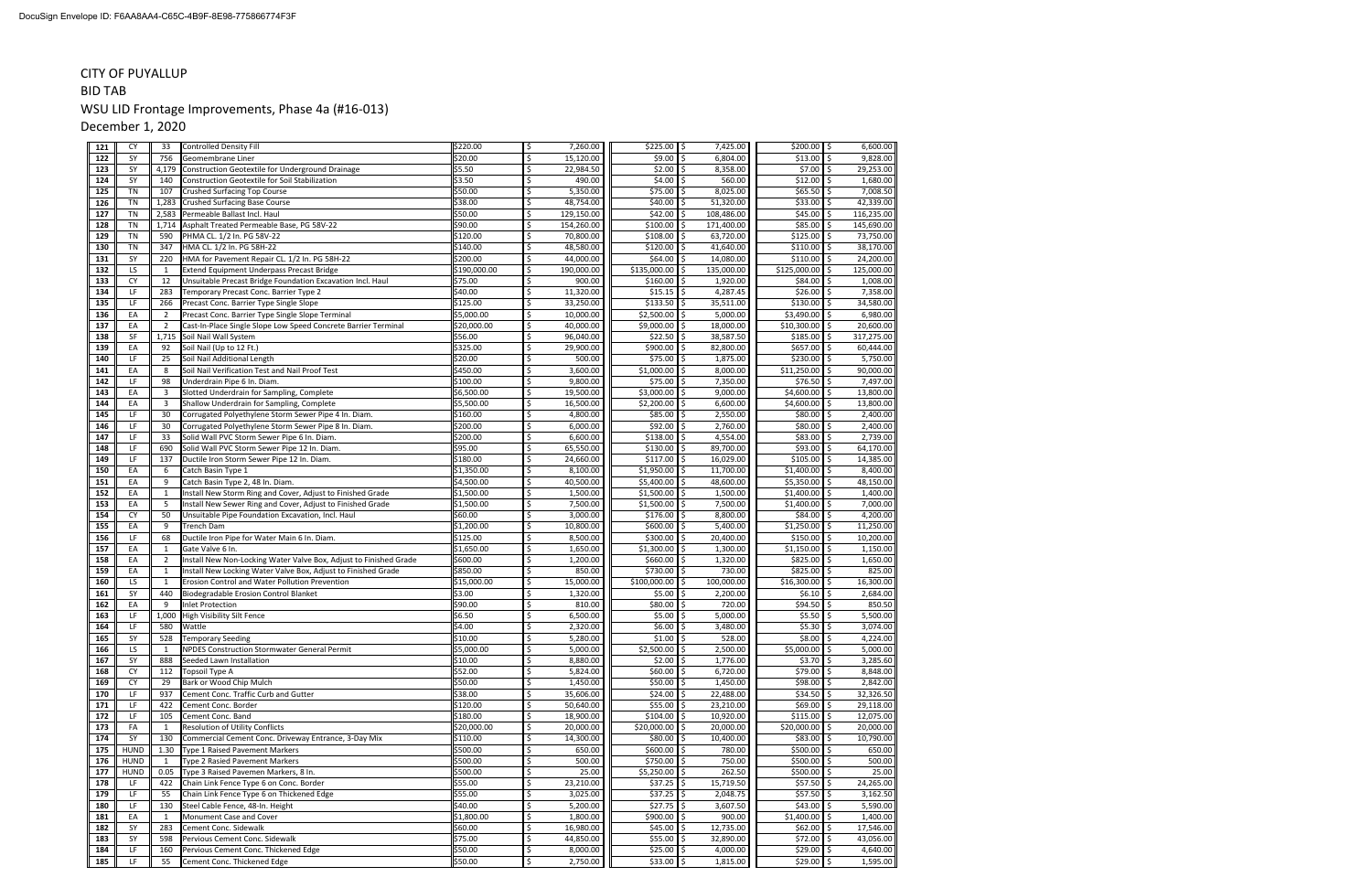CITY OF PUYALLUP

BID TAB

WSU LID Frontage Improvements, Phase 4a (#16-013)

December 1, 2020

| No. | Unit | Qty | Description | Unit Price | Amount | Unit Price | Amount | Unit Price | Amount |
|---|---|---|---|---|---|---|---|---|---|
| 121 | CY | 33 | Controlled Density Fill | $220.00 | $ 7,260.00 | $225.00 | $ 7,425.00 | $200.00 | $ 6,600.00 |
| 122 | SY | 756 | Geomembrane Liner | $20.00 | $ 15,120.00 | $9.00 | $ 6,804.00 | $13.00 | $ 9,828.00 |
| 123 | SY | 4,179 | Construction Geotextile for Underground Drainage | $5.50 | $ 22,984.50 | $2.00 | $ 8,358.00 | $7.00 | $ 29,253.00 |
| 124 | SY | 140 | Construction Geotextile for Soil Stabilization | $3.50 | $ 490.00 | $4.00 | $ 560.00 | $12.00 | $ 1,680.00 |
| 125 | TN | 107 | Crushed Surfacing Top Course | $50.00 | $ 5,350.00 | $75.00 | $ 8,025.00 | $65.50 | $ 7,008.50 |
| 126 | TN | 1,283 | Crushed Surfacing Base Course | $38.00 | $ 48,754.00 | $40.00 | $ 51,320.00 | $33.00 | $ 42,339.00 |
| 127 | TN | 2,583 | Permeable Ballast Incl. Haul | $50.00 | $ 129,150.00 | $42.00 | $ 108,486.00 | $45.00 | $ 116,235.00 |
| 128 | TN | 1,714 | Asphalt Treated Permeable Base, PG 58V-22 | $90.00 | $ 154,260.00 | $100.00 | $ 171,400.00 | $85.00 | $ 145,690.00 |
| 129 | TN | 590 | PHMA CL. 1/2 In. PG 58V-22 | $120.00 | $ 70,800.00 | $108.00 | $ 63,720.00 | $125.00 | $ 73,750.00 |
| 130 | TN | 347 | HMA CL. 1/2 In. PG 58H-22 | $140.00 | $ 48,580.00 | $120.00 | $ 41,640.00 | $110.00 | $ 38,170.00 |
| 131 | SY | 220 | HMA for Pavement Repair CL. 1/2 In. PG 58H-22 | $200.00 | $ 44,000.00 | $64.00 | $ 14,080.00 | $110.00 | $ 24,200.00 |
| 132 | LS | 1 | Extend Equipment Underpass Precast Bridge | $190,000.00 | $ 190,000.00 | $135,000.00 | $ 135,000.00 | $125,000.00 | $ 125,000.00 |
| 133 | CY | 12 | Unsuitable Precast Bridge Foundation Excavation Incl. Haul | $75.00 | $ 900.00 | $160.00 | $ 1,920.00 | $84.00 | $ 1,008.00 |
| 134 | LF | 283 | Temporary Precast Conc. Barrier Type 2 | $40.00 | $ 11,320.00 | $15.15 | $ 4,287.45 | $26.00 | $ 7,358.00 |
| 135 | LF | 266 | Precast Conc. Barrier Type Single Slope | $125.00 | $ 33,250.00 | $133.50 | $ 35,511.00 | $130.00 | $ 34,580.00 |
| 136 | EA | 2 | Precast Conc. Barrier Type Single Slope Terminal | $5,000.00 | $ 10,000.00 | $2,500.00 | $ 5,000.00 | $3,490.00 | $ 6,980.00 |
| 137 | EA | 2 | Cast-In-Place Single Slope Low Speed Concrete Barrier Terminal | $20,000.00 | $ 40,000.00 | $9,000.00 | $ 18,000.00 | $10,300.00 | $ 20,600.00 |
| 138 | SF | 1,715 | Soil Nail Wall System | $56.00 | $ 96,040.00 | $22.50 | $ 38,587.50 | $185.00 | $ 317,275.00 |
| 139 | EA | 92 | Soil Nail (Up to 12 Ft.) | $325.00 | $ 29,900.00 | $900.00 | $ 82,800.00 | $657.00 | $ 60,444.00 |
| 140 | LF | 25 | Soil Nail Additional Length | $20.00 | $ 500.00 | $75.00 | $ 1,875.00 | $230.00 | $ 5,750.00 |
| 141 | EA | 8 | Soil Nail Verification Test and Nail Proof Test | $450.00 | $ 3,600.00 | $1,000.00 | $ 8,000.00 | $11,250.00 | $ 90,000.00 |
| 142 | LF | 98 | Underdrain Pipe 6 In. Diam. | $100.00 | $ 9,800.00 | $75.00 | $ 7,350.00 | $76.50 | $ 7,497.00 |
| 143 | EA | 3 | Slotted Underdrain for Sampling, Complete | $6,500.00 | $ 19,500.00 | $3,000.00 | $ 9,000.00 | $4,600.00 | $ 13,800.00 |
| 144 | EA | 3 | Shallow Underdrain for Sampling, Complete | $5,500.00 | $ 16,500.00 | $2,200.00 | $ 6,600.00 | $4,600.00 | $ 13,800.00 |
| 145 | LF | 30 | Corrugated Polyethylene Storm Sewer Pipe 4 In. Diam. | $160.00 | $ 4,800.00 | $85.00 | $ 2,550.00 | $80.00 | $ 2,400.00 |
| 146 | LF | 30 | Corrugated Polyethylene Storm Sewer Pipe 8 In. Diam. | $200.00 | $ 6,000.00 | $92.00 | $ 2,760.00 | $80.00 | $ 2,400.00 |
| 147 | LF | 33 | Solid Wall PVC Storm Sewer Pipe 6 In. Diam. | $200.00 | $ 6,600.00 | $138.00 | $ 4,554.00 | $83.00 | $ 2,739.00 |
| 148 | LF | 690 | Solid Wall PVC Storm Sewer Pipe 12 In. Diam. | $95.00 | $ 65,550.00 | $130.00 | $ 89,700.00 | $93.00 | $ 64,170.00 |
| 149 | LF | 137 | Ductile Iron Storm Sewer Pipe 12 In. Diam. | $180.00 | $ 24,660.00 | $117.00 | $ 16,029.00 | $105.00 | $ 14,385.00 |
| 150 | EA | 6 | Catch Basin Type 1 | $1,350.00 | $ 8,100.00 | $1,950.00 | $ 11,700.00 | $1,400.00 | $ 8,400.00 |
| 151 | EA | 9 | Catch Basin Type 2, 48 In. Diam. | $4,500.00 | $ 40,500.00 | $5,400.00 | $ 48,600.00 | $5,350.00 | $ 48,150.00 |
| 152 | EA | 1 | Install New Storm Ring and Cover, Adjust to Finished Grade | $1,500.00 | $ 1,500.00 | $1,500.00 | $ 1,500.00 | $1,400.00 | $ 1,400.00 |
| 153 | EA | 5 | Install New Sewer Ring and Cover, Adjust to Finished Grade | $1,500.00 | $ 7,500.00 | $1,500.00 | $ 7,500.00 | $1,400.00 | $ 7,000.00 |
| 154 | CY | 50 | Unsuitable Pipe Foundation Excavation, Incl. Haul | $60.00 | $ 3,000.00 | $176.00 | $ 8,800.00 | $84.00 | $ 4,200.00 |
| 155 | EA | 9 | Trench Dam | $1,200.00 | $ 10,800.00 | $600.00 | $ 5,400.00 | $1,250.00 | $ 11,250.00 |
| 156 | LF | 68 | Ductile Iron Pipe for Water Main 6 In. Diam. | $125.00 | $ 8,500.00 | $300.00 | $ 20,400.00 | $150.00 | $ 10,200.00 |
| 157 | EA | 1 | Gate Valve 6 In. | $1,650.00 | $ 1,650.00 | $1,300.00 | $ 1,300.00 | $1,150.00 | $ 1,150.00 |
| 158 | EA | 2 | Install New Non-Locking Water Valve Box, Adjust to Finished Grade | $600.00 | $ 1,200.00 | $660.00 | $ 1,320.00 | $825.00 | $ 1,650.00 |
| 159 | EA | 1 | Install New Locking Water Valve Box, Adjust to Finished Grade | $850.00 | $ 850.00 | $730.00 | $ 730.00 | $825.00 | $ 825.00 |
| 160 | LS | 1 | Erosion Control and Water Pollution Prevention | $15,000.00 | $ 15,000.00 | $100,000.00 | $ 100,000.00 | $16,300.00 | $ 16,300.00 |
| 161 | SY | 440 | Biodegradable Erosion Control Blanket | $3.00 | $ 1,320.00 | $5.00 | $ 2,200.00 | $6.10 | $ 2,684.00 |
| 162 | EA | 9 | Inlet Protection | $90.00 | $ 810.00 | $80.00 | $ 720.00 | $94.50 | $ 850.50 |
| 163 | LF | 1,000 | High Visibility Silt Fence | $6.50 | $ 6,500.00 | $5.00 | $ 5,000.00 | $5.50 | $ 5,500.00 |
| 164 | LF | 580 | Wattle | $4.00 | $ 2,320.00 | $6.00 | $ 3,480.00 | $5.30 | $ 3,074.00 |
| 165 | SY | 528 | Temporary Seeding | $10.00 | $ 5,280.00 | $1.00 | $ 528.00 | $8.00 | $ 4,224.00 |
| 166 | LS | 1 | NPDES Construction Stormwater General Permit | $5,000.00 | $ 5,000.00 | $2,500.00 | $ 2,500.00 | $5,000.00 | $ 5,000.00 |
| 167 | SY | 888 | Seeded Lawn Installation | $10.00 | $ 8,880.00 | $2.00 | $ 1,776.00 | $3.70 | $ 3,285.60 |
| 168 | CY | 112 | Topsoil Type A | $52.00 | $ 5,824.00 | $60.00 | $ 6,720.00 | $79.00 | $ 8,848.00 |
| 169 | CY | 29 | Bark or Wood Chip Mulch | $50.00 | $ 1,450.00 | $50.00 | $ 1,450.00 | $98.00 | $ 2,842.00 |
| 170 | LF | 937 | Cement Conc. Traffic Curb and Gutter | $38.00 | $ 35,606.00 | $24.00 | $ 22,488.00 | $34.50 | $ 32,326.50 |
| 171 | LF | 422 | Cement Conc. Border | $120.00 | $ 50,640.00 | $55.00 | $ 23,210.00 | $69.00 | $ 29,118.00 |
| 172 | LF | 105 | Cement Conc. Band | $180.00 | $ 18,900.00 | $104.00 | $ 10,920.00 | $115.00 | $ 12,075.00 |
| 173 | FA | 1 | Resolution of Utility Conflicts | $20,000.00 | $ 20,000.00 | $20,000.00 | $ 20,000.00 | $20,000.00 | $ 20,000.00 |
| 174 | SY | 130 | Commercial Cement Conc. Driveway Entrance, 3-Day Mix | $110.00 | $ 14,300.00 | $80.00 | $ 10,400.00 | $83.00 | $ 10,790.00 |
| 175 | HUND | 1.30 | Type 1 Raised Pavement Markers | $500.00 | $ 650.00 | $600.00 | $ 780.00 | $500.00 | $ 650.00 |
| 176 | HUND | 1 | Type 2 Rasied Pavement Markers | $500.00 | $ 500.00 | $750.00 | $ 750.00 | $500.00 | $ 500.00 |
| 177 | HUND | 0.05 | Type 3 Raised Pavemen Markers, 8 In. | $500.00 | $ 25.00 | $5,250.00 | $ 262.50 | $500.00 | $ 25.00 |
| 178 | LF | 422 | Chain Link Fence Type 6 on Conc. Border | $55.00 | $ 23,210.00 | $37.25 | $ 15,719.50 | $57.50 | $ 24,265.00 |
| 179 | LF | 55 | Chain Link Fence Type 6 on Thickened Edge | $55.00 | $ 3,025.00 | $37.25 | $ 2,048.75 | $57.50 | $ 3,162.50 |
| 180 | LF | 130 | Steel Cable Fence, 48-In. Height | $40.00 | $ 5,200.00 | $27.75 | $ 3,607.50 | $43.00 | $ 5,590.00 |
| 181 | EA | 1 | Monument Case and Cover | $1,800.00 | $ 1,800.00 | $900.00 | $ 900.00 | $1,400.00 | $ 1,400.00 |
| 182 | SY | 283 | Cement Conc. Sidewalk | $60.00 | $ 16,980.00 | $45.00 | $ 12,735.00 | $62.00 | $ 17,546.00 |
| 183 | SY | 598 | Pervious Cement Conc. Sidewalk | $75.00 | $ 44,850.00 | $55.00 | $ 32,890.00 | $72.00 | $ 43,056.00 |
| 184 | LF | 160 | Pervious Cement Conc. Thickened Edge | $50.00 | $ 8,000.00 | $25.00 | $ 4,000.00 | $29.00 | $ 4,640.00 |
| 185 | LF | 55 | Cement Conc. Thickened Edge | $50.00 | $ 2,750.00 | $33.00 | $ 1,815.00 | $29.00 | $ 1,595.00 |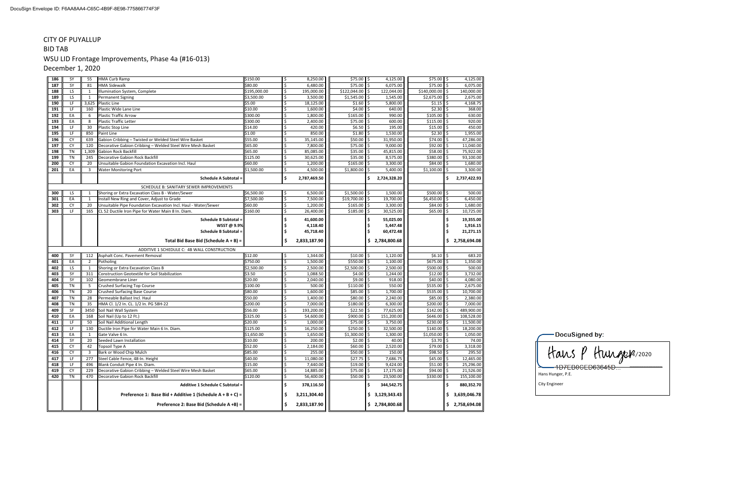DocuSign Envelope ID: F6AA8AA4-C65C-4B9F-8E98-775866774F3F

# CITY OF PUYALLUP

## BID TAB

## WSU LID Frontage Improvements, Phase 4a (#16-013)

December 1, 2020

| | | | | | | | | | |
|---|---|---|---|---|---|---|---|---|---|
| 186 | SY | 55 | HMA Curb Ramp | $150.00 | $ 8,250.00 | $75.00 | $ 4,125.00 | $75.00 | $ 4,125.00 |
| 187 | SY | 81 | HMA Sidewalk | $80.00 | $ 6,480.00 | $75.00 | $ 6,075.00 | $75.00 | $ 6,075.00 |
| 188 | LS | 1 | Illumination System, Complete | $195,000.00 | $ 195,000.00 | $122,044.00 | $ 122,044.00 | $140,000.00 | $ 140,000.00 |
| 189 | LS | 1 | Permanent Signing | $3,500.00 | $ 3,500.00 | $1,545.00 | $ 1,545.00 | $2,675.00 | $ 2,675.00 |
| 190 | LF | 3,625 | Plastic Line | $5.00 | $ 18,125.00 | $1.60 | $ 5,800.00 | $1.15 | $ 4,168.75 |
| 191 | LF | 160 | Plastic Wide Lane Line | $10.00 | $ 1,600.00 | $4.00 | $ 640.00 | $2.30 | $ 368.00 |
| 192 | EA | 6 | Plastic Traffic Arrow | $300.00 | $ 1,800.00 | $165.00 | $ 990.00 | $105.00 | $ 630.00 |
| 193 | EA | 8 | Plastic Traffic Letter | $300.00 | $ 2,400.00 | $75.00 | $ 600.00 | $115.00 | $ 920.00 |
| 194 | LF | 30 | Plastic Stop Line | $14.00 | $ 420.00 | $6.50 | $ 195.00 | $15.00 | $ 450.00 |
| 195 | LF | 850 | Paint Line | $1.00 | $ 850.00 | $1.80 | $ 1,530.00 | $2.30 | $ 1,955.00 |
| 196 | CY | 639 | Gabion Cribbing – Twisted or Welded Steel Wire Basket | $55.00 | $ 35,145.00 | $50.00 | $ 31,950.00 | $74.00 | $ 47,286.00 |
| 197 | CY | 120 | Decorative Gabion Cribbing – Welded Steel Wire Mesh Basket | $65.00 | $ 7,800.00 | $75.00 | $ 9,000.00 | $92.00 | $ 11,040.00 |
| 198 | TN | 1,309 | Gabion Rock Backfill | $65.00 | $ 85,085.00 | $35.00 | $ 45,815.00 | $58.00 | $ 75,922.00 |
| 199 | TN | 245 | Decorative Gabion Rock Backfill | $125.00 | $ 30,625.00 | $35.00 | $ 8,575.00 | $380.00 | $ 93,100.00 |
| 200 | CY | 20 | Unsuitable Gabion Foundation Excavation Incl. Haul | $60.00 | $ 1,200.00 | $165.00 | $ 3,300.00 | $84.00 | $ 1,680.00 |
| 201 | EA | 3 | Water Monitoring Port | $1,500.00 | $ 4,500.00 | $1,800.00 | $ 5,400.00 | $1,100.00 | $ 3,300.00 |
| | | | **Schedule A Subtotal =** | | **$ 2,787,469.50** | | **$ 2,724,328.20** | | **$ 2,737,422.93** |
| | | | SCHEDULE B: SANITARY SEWER IMPROVEMENTS | | | | | | |
| 300 | LS | 1 | Shoring or Extra Excavation Class B - Water/Sewer | $6,500.00 | $ 6,500.00 | $1,500.00 | $ 1,500.00 | $500.00 | $ 500.00 |
| 301 | EA | 1 | Install New Ring and Cover, Adjust to Grade | $7,500.00 | $ 7,500.00 | $19,700.00 | $ 19,700.00 | $6,450.00 | $ 6,450.00 |
| 302 | CY | 20 | Unsuitable Pipe Foundation Excavation Incl. Haul - Water/Sewer | $60.00 | $ 1,200.00 | $165.00 | $ 3,300.00 | $84.00 | $ 1,680.00 |
| 303 | LF | 165 | CL 52 Ductile Iron Pipe for Water Main 8 In. Diam. | $160.00 | $ 26,400.00 | $185.00 | $ 30,525.00 | $65.00 | $ 10,725.00 |
| | | | **Schedule B Subtotal =** | | **$ 41,600.00** | | **$ 55,025.00** | | **$ 19,355.00** |
| | | | **WSST @ 9.9%** | | **$ 4,118.40** | | **$ 5,447.48** | | **$ 1,916.15** |
| | | | **Schedule B Subtotal =** | | **$ 45,718.40** | | **$ 60,472.48** | | **$ 21,271.15** |
| | | | **Total Bid Base Bid (Schedule A + B) =** | | **$ 2,833,187.90** | | **$ 2,784,800.68** | | **$ 2,758,694.08** |
| | | | ADDITIVE 1 SCHEDULE C: 4B WALL CONSTRUCTION | | | | | | |
| 400 | SY | 112 | Asphalt Conc. Pavement Removal | $12.00 | $ 1,344.00 | $10.00 | $ 1,120.00 | $6.10 | $ 683.20 |
| 401 | EA | 2 | Potholing | $750.00 | $ 1,500.00 | $550.00 | $ 1,100.00 | $675.00 | $ 1,350.00 |
| 402 | LS | 1 | Shoring or Extra Excavation Class B | $2,500.00 | $ 2,500.00 | $2,500.00 | $ 2,500.00 | $500.00 | $ 500.00 |
| 403 | SY | 311 | Construction Geotextile for Soil Stabilization | $3.50 | $ 1,088.50 | $4.00 | $ 1,244.00 | $12.00 | $ 3,732.00 |
| 404 | SY | 102 | Geomembrane Liner | $20.00 | $ 2,040.00 | $9.00 | $ 918.00 | $40.00 | $ 4,080.00 |
| 405 | TN | 5 | Crushed Surfacing Top Course | $100.00 | $ 500.00 | $110.00 | $ 550.00 | $535.00 | $ 2,675.00 |
| 406 | TN | 20 | Crushed Surfacing Base Course | $80.00 | $ 1,600.00 | $85.00 | $ 1,700.00 | $535.00 | $ 10,700.00 |
| 407 | TN | 28 | Permeable Ballast Incl. Haul | $50.00 | $ 1,400.00 | $80.00 | $ 2,240.00 | $85.00 | $ 2,380.00 |
| 408 | TN | 35 | HMA Cl. 1/2 In. PG 58H-22 | $200.00 | $ 7,000.00 | $180.00 | $ 6,300.00 | $200.00 | $ 7,000.00 |
| 409 | SF | 3450 | Soil Nail Wall System | $56.00 | $ 193,200.00 | $22.50 | $ 77,625.00 | $142.00 | $ 489,900.00 |
| 410 | EA | 168 | Soil Nail (Up to 12 Ft.) | $325.00 | $ 54,600.00 | $900.00 | $ 151,200.00 | $646.00 | $ 108,528.00 |
| 411 | LF | 50 | Soil Nail Additional Length | $20.00 | $ 1,000.00 | $75.00 | $ 3,750.00 | $230.00 | $ 11,500.00 |
| 412 | LF | 130 | Ductile Iron Pipe for Water Main 6 In. Diam. | $125.00 | $ 16,250.00 | $250.00 | $ 32,500.00 | $140.00 | $ 18,200.00 |
| 413 | EA | 1 | Gate Valve 6 In. | $1,650.00 | $ 1,650.00 | $1,300.00 | $ 1,300.00 | $1,050.00 | $ 1,050.00 |
| 414 | SY | 20 | Seeded Lawn Installation | $10.00 | $ 200.00 | $2.00 | $ 40.00 | $3.70 | $ 74.00 |
| 415 | CY | 42 | Topsoil Type A | $52.00 | $ 2,184.00 | $60.00 | $ 2,520.00 | $79.00 | $ 3,318.00 |
| 416 | CY | 3 | Bark or Wood Chip Mulch | $85.00 | $ 255.00 | $50.00 | $ 150.00 | $98.50 | $ 295.50 |
| 417 | LF | 277 | Steel Cable Fence, 48-In. Height | $40.00 | $ 11,080.00 | $27.75 | $ 7,686.75 | $45.00 | $ 12,465.00 |
| 418 | LF | 496 | Blank Conduit Pipe 4 In. Diam. | $15.00 | $ 7,440.00 | $19.00 | $ 9,424.00 | $51.00 | $ 25,296.00 |
| 419 | CY | 229 | Decorative Gabion Cribbing – Welded Steel Wire Mesh Basket | $65.00 | $ 14,885.00 | $75.00 | $ 17,175.00 | $94.00 | $ 21,526.00 |
| 420 | TN | 470 | Decorative Gabion Rock Backfill | $120.00 | $ 56,400.00 | $50.00 | $ 23,500.00 | $330.00 | $ 155,100.00 |
| | | | **Additive 1 Schedule C Subtotal =** | | **$ 378,116.50** | | **$ 344,542.75** | | **$ 880,352.70** |
| | | | **Preference 1: Base Bid + Additive 1 (Schedule A + B + C) =** | | **$ 3,211,304.40** | | **$ 3,129,343.43** | | **$ 3,639,046.78** |
| | | | **Preference 2: Base Bid (Schedule A +B) =** | | **$ 2,833,187.90** | | **$ 2,784,800.68** | | **$ 2,758,694.08** |

DocuSigned by:

Hans P Hunger 12/4/2020

1D7EB0CED63645D...

Hans Hunger, P.E.

City Engineer